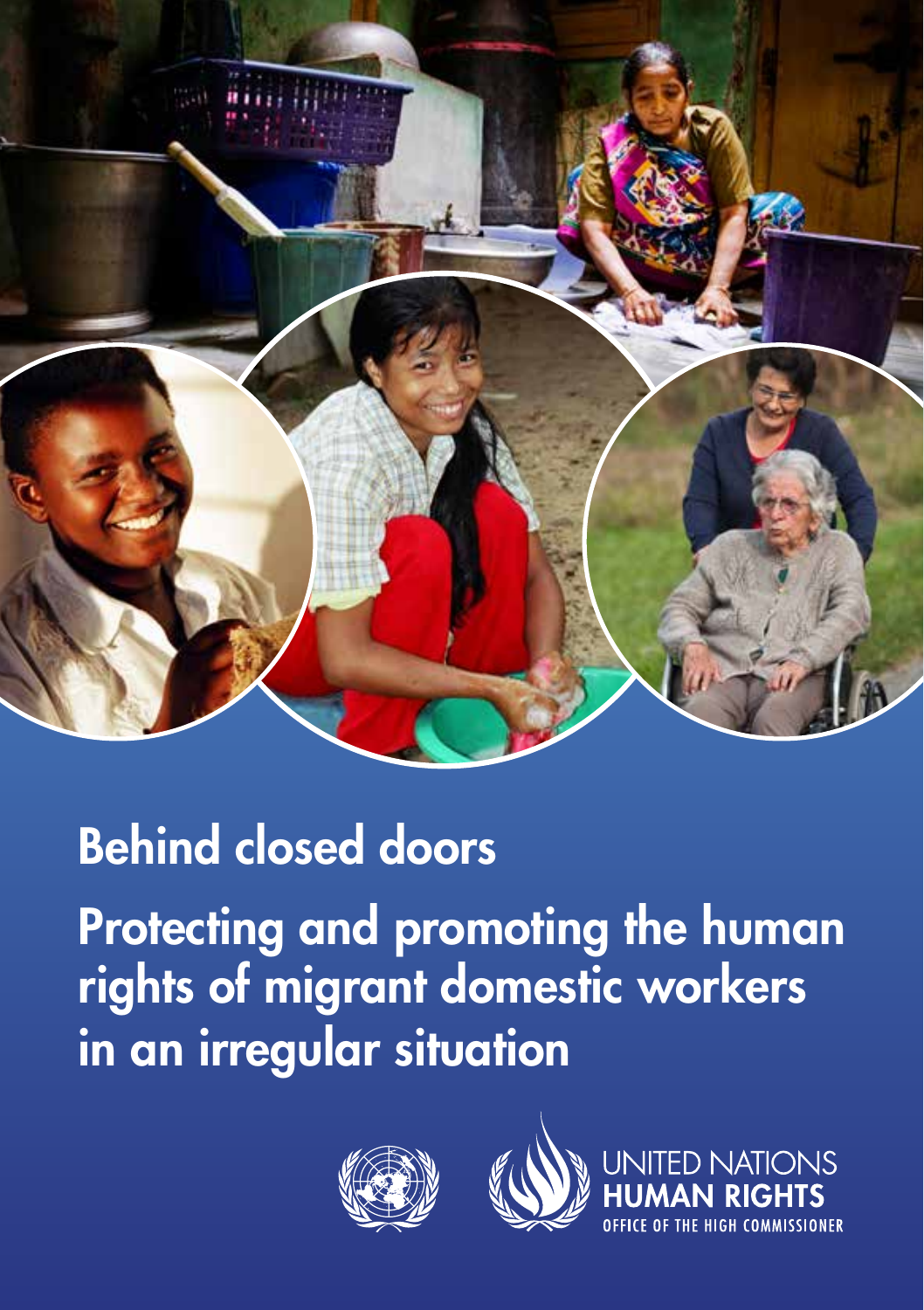# Behind closed doors

## Protecting and promoting the human rights of migrant domestic workers in an irregular situation

UNITED NATIONS
HUMAN RIGHTS
OFFICE OF THE HIGH COMMISSIONER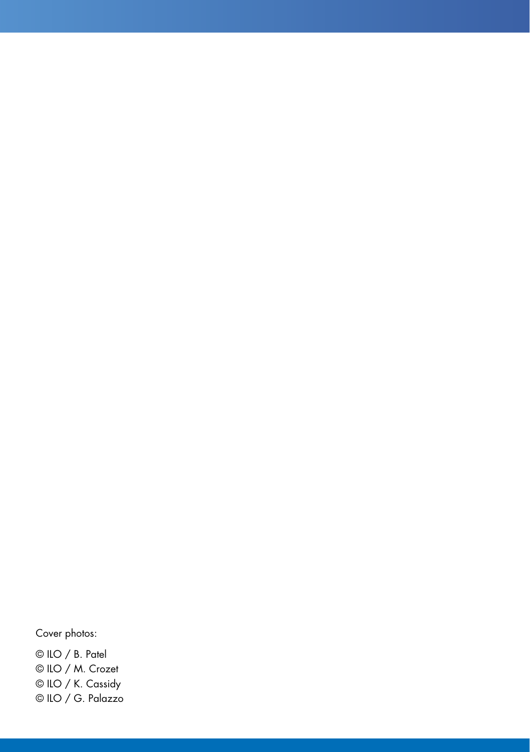Cover photos:

© ILO / B. Patel
© ILO / M. Crozet
© ILO / K. Cassidy
© ILO / G. Palazzo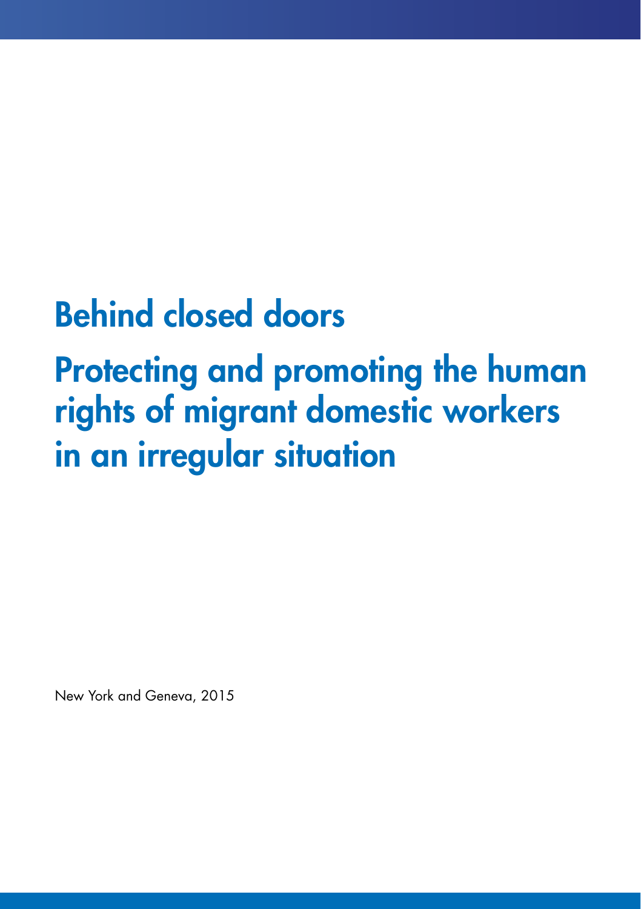# Behind closed doors

## Protecting and promoting the human rights of migrant domestic workers in an irregular situation

New York and Geneva, 2015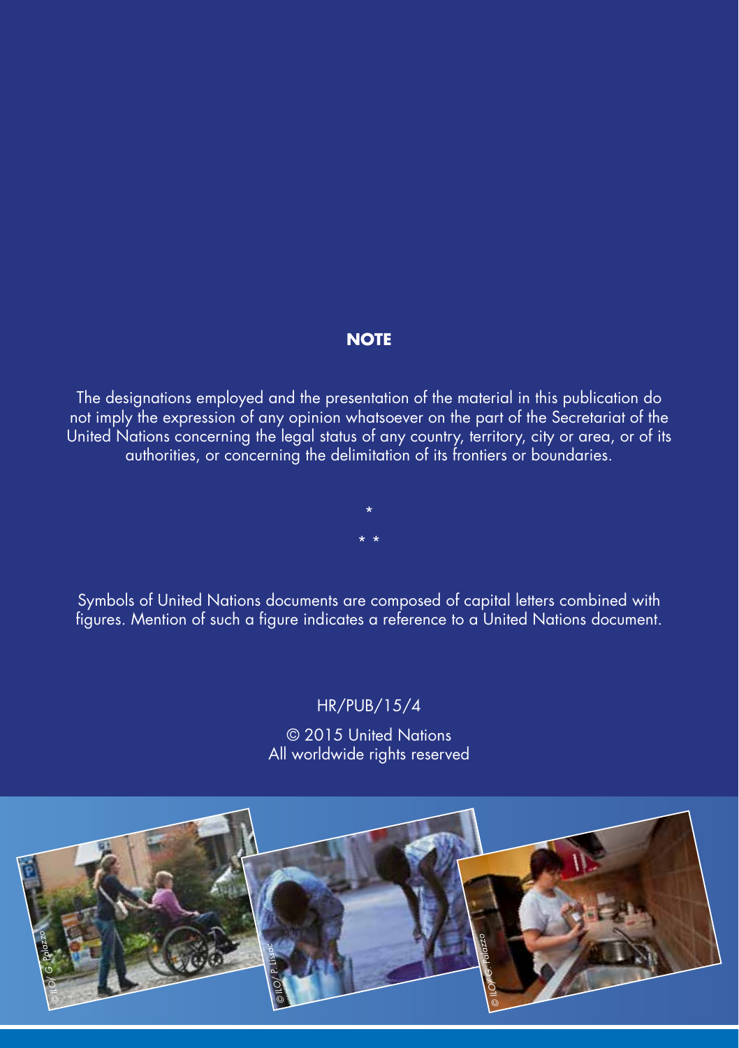**NOTE**

The designations employed and the presentation of the material in this publication do not imply the expression of any opinion whatsoever on the part of the Secretariat of the United Nations concerning the legal status of any country, territory, city or area, or of its authorities, or concerning the delimitation of its frontiers or boundaries.

\*

\* \*

Symbols of United Nations documents are composed of capital letters combined with figures. Mention of such a figure indicates a reference to a United Nations document.

HR/PUB/15/4

© 2015 United Nations
All worldwide rights reserved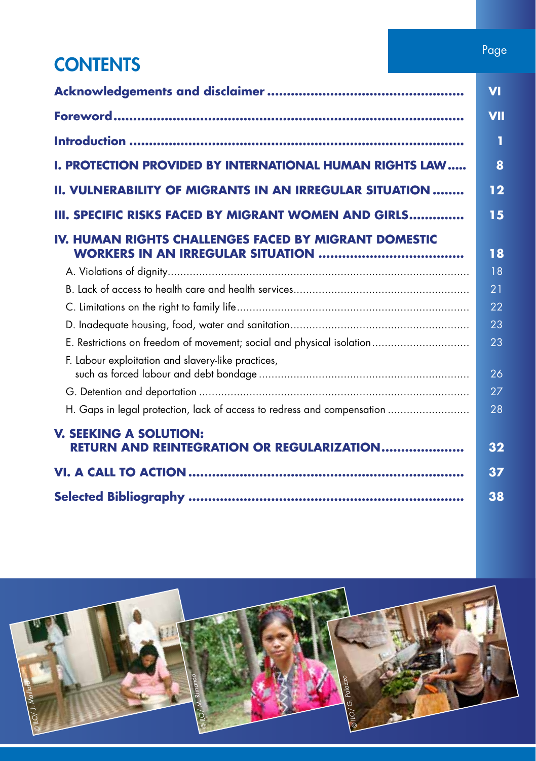# CONTENTS

| | Page |
|---|---|
| **Acknowledgements and disclaimer** | **VI** |
| **Foreword** | **VII** |
| **Introduction** | **1** |
| **I. PROTECTION PROVIDED BY INTERNATIONAL HUMAN RIGHTS LAW** | **8** |
| **II. VULNERABILITY OF MIGRANTS IN AN IRREGULAR SITUATION** | **12** |
| **III. SPECIFIC RISKS FACED BY MIGRANT WOMEN AND GIRLS** | **15** |
| **IV. HUMAN RIGHTS CHALLENGES FACED BY MIGRANT DOMESTIC WORKERS IN AN IRREGULAR SITUATION** | **18** |
| A. Violations of dignity | 18 |
| B. Lack of access to health care and health services | 21 |
| C. Limitations on the right to family life | 22 |
| D. Inadequate housing, food, water and sanitation | 23 |
| E. Restrictions on freedom of movement; social and physical isolation | 23 |
| F. Labour exploitation and slavery-like practices, such as forced labour and debt bondage | 26 |
| G. Detention and deportation | 27 |
| H. Gaps in legal protection, lack of access to redress and compensation | 28 |
| **V. SEEKING A SOLUTION: RETURN AND REINTEGRATION OR REGULARIZATION** | **32** |
| **VI. A CALL TO ACTION** | **37** |
| **Selected Bibliography** | **38** |

© ILO/ J. Maillard

© ILO/ M. Rimando

© ILO/ G. Palazzo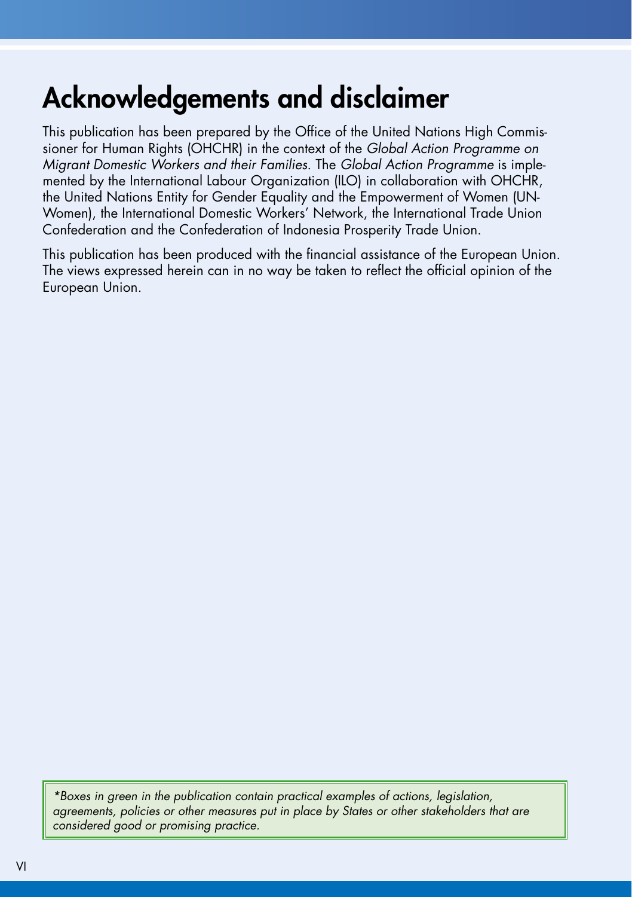# Acknowledgements and disclaimer

This publication has been prepared by the Office of the United Nations High Commissioner for Human Rights (OHCHR) in the context of the *Global Action Programme on Migrant Domestic Workers and their Families*. The *Global Action Programme* is implemented by the International Labour Organization (ILO) in collaboration with OHCHR, the United Nations Entity for Gender Equality and the Empowerment of Women (UN-Women), the International Domestic Workers' Network, the International Trade Union Confederation and the Confederation of Indonesia Prosperity Trade Union.

This publication has been produced with the financial assistance of the European Union. The views expressed herein can in no way be taken to reflect the official opinion of the European Union.

*\*Boxes in green in the publication contain practical examples of actions, legislation, agreements, policies or other measures put in place by States or other stakeholders that are considered good or promising practice.*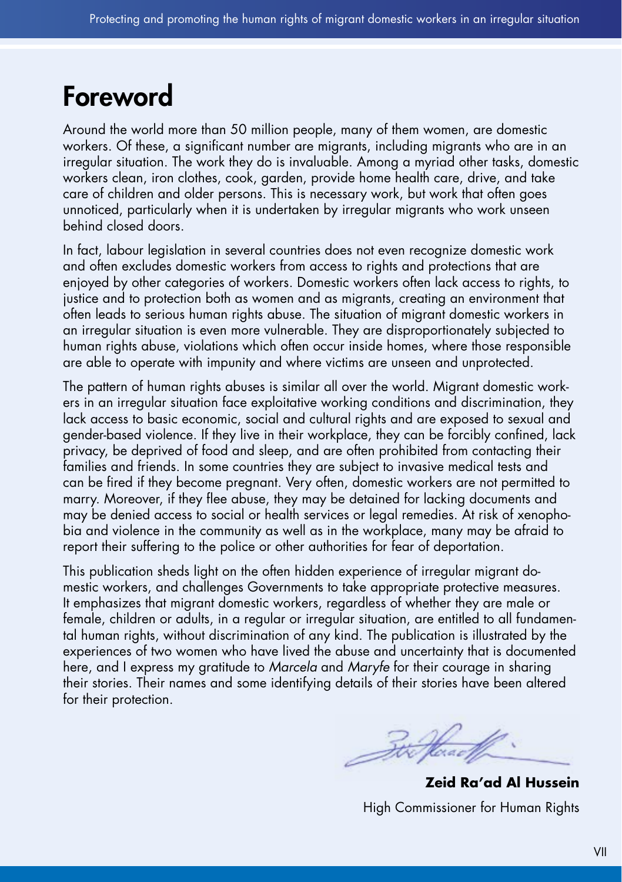# Foreword

Around the world more than 50 million people, many of them women, are domestic workers. Of these, a significant number are migrants, including migrants who are in an irregular situation. The work they do is invaluable. Among a myriad other tasks, domestic workers clean, iron clothes, cook, garden, provide home health care, drive, and take care of children and older persons. This is necessary work, but work that often goes unnoticed, particularly when it is undertaken by irregular migrants who work unseen behind closed doors.

In fact, labour legislation in several countries does not even recognize domestic work and often excludes domestic workers from access to rights and protections that are enjoyed by other categories of workers. Domestic workers often lack access to rights, to justice and to protection both as women and as migrants, creating an environment that often leads to serious human rights abuse. The situation of migrant domestic workers in an irregular situation is even more vulnerable. They are disproportionately subjected to human rights abuse, violations which often occur inside homes, where those responsible are able to operate with impunity and where victims are unseen and unprotected.

The pattern of human rights abuses is similar all over the world. Migrant domestic workers in an irregular situation face exploitative working conditions and discrimination, they lack access to basic economic, social and cultural rights and are exposed to sexual and gender-based violence. If they live in their workplace, they can be forcibly confined, lack privacy, be deprived of food and sleep, and are often prohibited from contacting their families and friends. In some countries they are subject to invasive medical tests and can be fired if they become pregnant. Very often, domestic workers are not permitted to marry. Moreover, if they flee abuse, they may be detained for lacking documents and may be denied access to social or health services or legal remedies. At risk of xenophobia and violence in the community as well as in the workplace, many may be afraid to report their suffering to the police or other authorities for fear of deportation.

This publication sheds light on the often hidden experience of irregular migrant domestic workers, and challenges Governments to take appropriate protective measures. It emphasizes that migrant domestic workers, regardless of whether they are male or female, children or adults, in a regular or irregular situation, are entitled to all fundamental human rights, without discrimination of any kind. The publication is illustrated by the experiences of two women who have lived the abuse and uncertainty that is documented here, and I express my gratitude to *Marcela* and *Maryfe* for their courage in sharing their stories. Their names and some identifying details of their stories have been altered for their protection.

**Zeid Ra'ad Al Hussein**

High Commissioner for Human Rights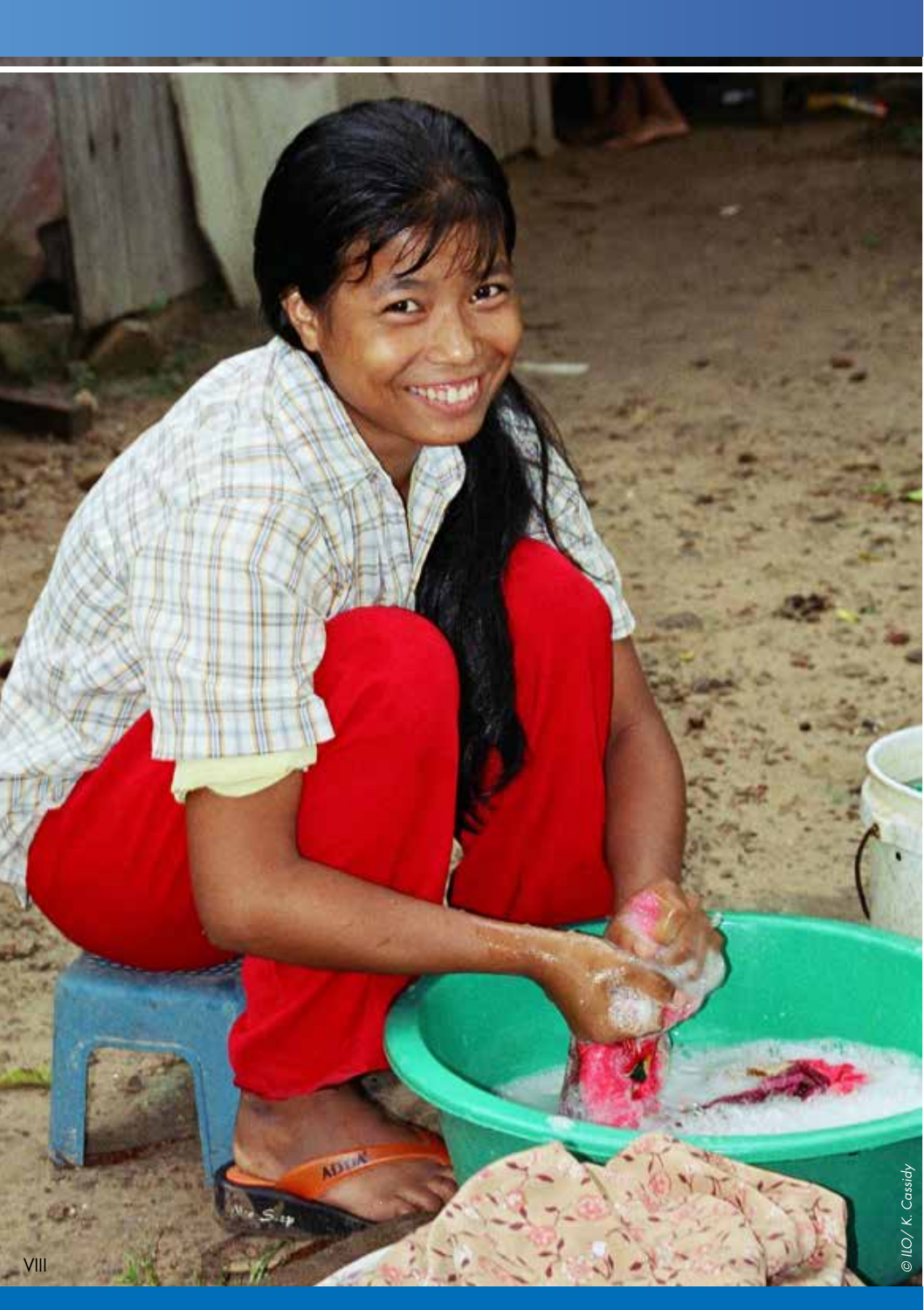© ILO/ K. Cassidy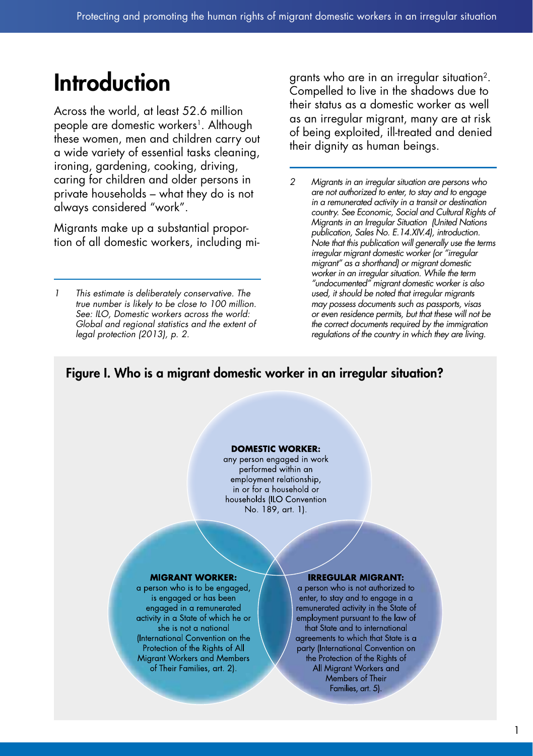# Introduction

Across the world, at least 52.6 million people are domestic workers[1]. Although these women, men and children carry out a wide variety of essential tasks cleaning, ironing, gardening, cooking, driving, caring for children and older persons in private households – what they do is not always considered "work".

Migrants make up a substantial proportion of all domestic workers, including migrants who are in an irregular situation[2]. Compelled to live in the shadows due to their status as a domestic worker as well as an irregular migrant, many are at risk of being exploited, ill-treated and denied their dignity as human beings.

---

1 *This estimate is deliberately conservative. The true number is likely to be close to 100 million. See: ILO, Domestic workers across the world: Global and regional statistics and the extent of legal protection (2013), p. 2.*

2 *Migrants in an irregular situation are persons who are not authorized to enter, to stay and to engage in a remunerated activity in a transit or destination country. See Economic, Social and Cultural Rights of Migrants in an Irregular Situation (United Nations publication, Sales No. E.14.XIV.4), introduction. Note that this publication will generally use the terms irregular migrant domestic worker (or "irregular migrant" as a shorthand) or migrant domestic worker in an irregular situation. While the term "undocumented" migrant domestic worker is also used, it should be noted that irregular migrants may possess documents such as passports, visas or even residence permits, but that these will not be the correct documents required by the immigration regulations of the country in which they are living.*

## Figure I. Who is a migrant domestic worker in an irregular situation?

**DOMESTIC WORKER:** any person engaged in work performed within an employment relationship, in or for a household or households (ILO Convention No. 189, art. 1).

**MIGRANT WORKER:** a person who is to be engaged, is engaged or has been engaged in a remunerated activity in a State of which he or she is not a national (International Convention on the Protection of the Rights of All Migrant Workers and Members of Their Families, art. 2).

**IRREGULAR MIGRANT:** a person who is not authorized to enter, to stay and to engage in a remunerated activity in the State of employment pursuant to the law of that State and to international agreements to which that State is a party (International Convention on the Protection of the Rights of All Migrant Workers and Members of Their Families, art. 5).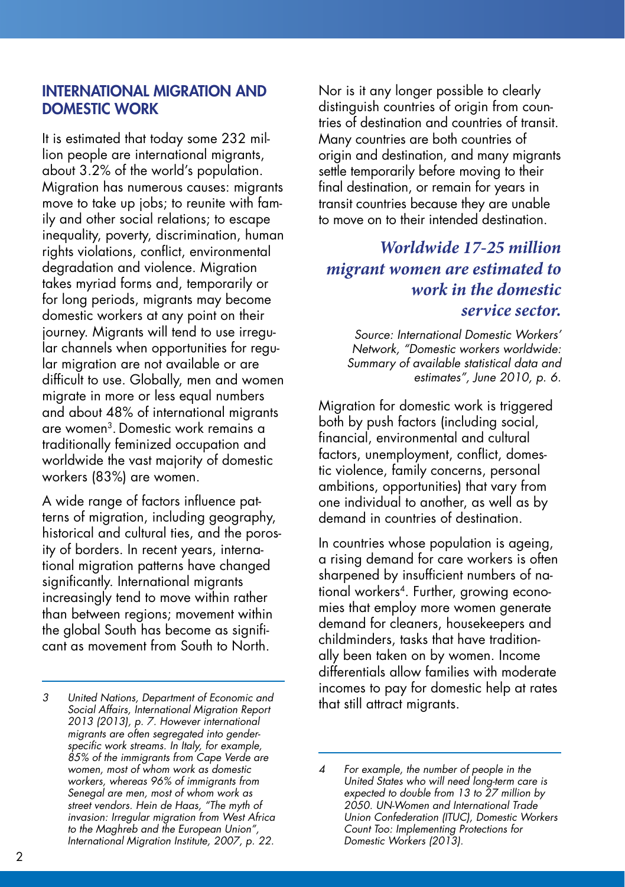## INTERNATIONAL MIGRATION AND DOMESTIC WORK

It is estimated that today some 232 million people are international migrants, about 3.2% of the world's population. Migration has numerous causes: migrants move to take up jobs; to reunite with family and other social relations; to escape inequality, poverty, discrimination, human rights violations, conflict, environmental degradation and violence. Migration takes myriad forms and, temporarily or for long periods, migrants may become domestic workers at any point on their journey. Migrants will tend to use irregular channels when opportunities for regular migration are not available or are difficult to use. Globally, men and women migrate in more or less equal numbers and about 48% of international migrants are women[3]. Domestic work remains a traditionally feminized occupation and worldwide the vast majority of domestic workers (83%) are women.

A wide range of factors influence patterns of migration, including geography, historical and cultural ties, and the porosity of borders. In recent years, international migration patterns have changed significantly. International migrants increasingly tend to move within rather than between regions; movement within the global South has become as significant as movement from South to North.

Nor is it any longer possible to clearly distinguish countries of origin from countries of destination and countries of transit. Many countries are both countries of origin and destination, and many migrants settle temporarily before moving to their final destination, or remain for years in transit countries because they are unable to move on to their intended destination.

***Worldwide 17-25 million migrant women are estimated to work in the domestic service sector.***

*Source: International Domestic Workers' Network, "Domestic workers worldwide: Summary of available statistical data and estimates", June 2010, p. 6.*

Migration for domestic work is triggered both by push factors (including social, financial, environmental and cultural factors, unemployment, conflict, domestic violence, family concerns, personal ambitions, opportunities) that vary from one individual to another, as well as by demand in countries of destination.

In countries whose population is ageing, a rising demand for care workers is often sharpened by insufficient numbers of national workers[4]. Further, growing economies that employ more women generate demand for cleaners, housekeepers and childminders, tasks that have traditionally been taken on by women. Income differentials allow families with moderate incomes to pay for domestic help at rates that still attract migrants.

---

*3 United Nations, Department of Economic and Social Affairs, International Migration Report 2013 (2013), p. 7. However international migrants are often segregated into gender-specific work streams. In Italy, for example, 85% of the immigrants from Cape Verde are women, most of whom work as domestic workers, whereas 96% of immigrants from Senegal are men, most of whom work as street vendors. Hein de Haas, "The myth of invasion: Irregular migration from West Africa to the Maghreb and the European Union", International Migration Institute, 2007, p. 22.*

*4 For example, the number of people in the United States who will need long-term care is expected to double from 13 to 27 million by 2050. UN-Women and International Trade Union Confederation (ITUC), Domestic Workers Count Too: Implementing Protections for Domestic Workers (2013).*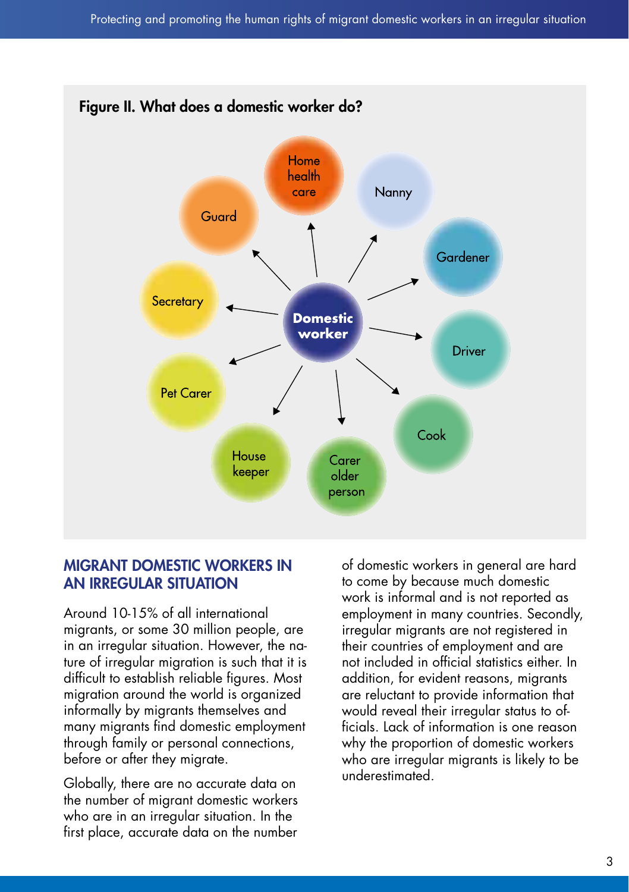**Figure II. What does a domestic worker do?**

Domestic worker

- Home health care
- Nanny
- Gardener
- Driver
- Cook
- Carer older person
- House keeper
- Pet Carer
- Secretary
- Guard

## MIGRANT DOMESTIC WORKERS IN AN IRREGULAR SITUATION

Around 10-15% of all international migrants, or some 30 million people, are in an irregular situation. However, the nature of irregular migration is such that it is difficult to establish reliable figures. Most migration around the world is organized informally by migrants themselves and many migrants find domestic employment through family or personal connections, before or after they migrate.

Globally, there are no accurate data on the number of migrant domestic workers who are in an irregular situation. In the first place, accurate data on the number of domestic workers in general are hard to come by because much domestic work is informal and is not reported as employment in many countries. Secondly, irregular migrants are not registered in their countries of employment and are not included in official statistics either. In addition, for evident reasons, migrants are reluctant to provide information that would reveal their irregular status to officials. Lack of information is one reason why the proportion of domestic workers who are irregular migrants is likely to be underestimated.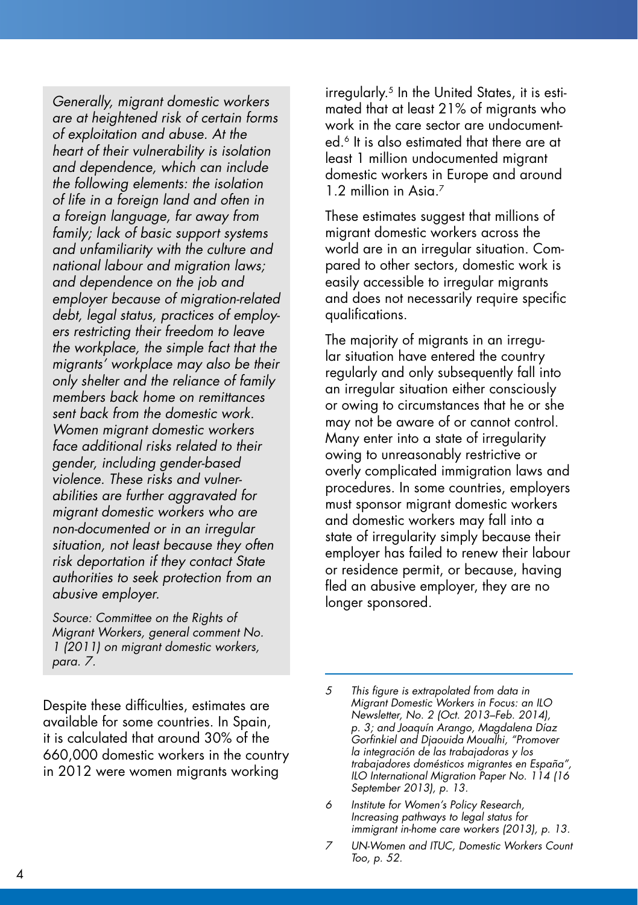*Generally, migrant domestic workers are at heightened risk of certain forms of exploitation and abuse. At the heart of their vulnerability is isolation and dependence, which can include the following elements: the isolation of life in a foreign land and often in a foreign language, far away from family; lack of basic support systems and unfamiliarity with the culture and national labour and migration laws; and dependence on the job and employer because of migration-related debt, legal status, practices of employers restricting their freedom to leave the workplace, the simple fact that the migrants' workplace may also be their only shelter and the reliance of family members back home on remittances sent back from the domestic work. Women migrant domestic workers face additional risks related to their gender, including gender-based violence. These risks and vulnerabilities are further aggravated for migrant domestic workers who are non-documented or in an irregular situation, not least because they often risk deportation if they contact State authorities to seek protection from an abusive employer.*

*Source: Committee on the Rights of Migrant Workers, general comment No. 1 (2011) on migrant domestic workers, para. 7.*

Despite these difficulties, estimates are available for some countries. In Spain, it is calculated that around 30% of the 660,000 domestic workers in the country in 2012 were women migrants working irregularly.[5] In the United States, it is estimated that at least 21% of migrants who work in the care sector are undocumented.[6] It is also estimated that there are at least 1 million undocumented migrant domestic workers in Europe and around 1.2 million in Asia.[7]

These estimates suggest that millions of migrant domestic workers across the world are in an irregular situation. Compared to other sectors, domestic work is easily accessible to irregular migrants and does not necessarily require specific qualifications.

The majority of migrants in an irregular situation have entered the country regularly and only subsequently fall into an irregular situation either consciously or owing to circumstances that he or she may not be aware of or cannot control. Many enter into a state of irregularity owing to unreasonably restrictive or overly complicated immigration laws and procedures. In some countries, employers must sponsor migrant domestic workers and domestic workers may fall into a state of irregularity simply because their employer has failed to renew their labour or residence permit, or because, having fled an abusive employer, they are no longer sponsored.

---

5 *This figure is extrapolated from data in Migrant Domestic Workers in Focus: an ILO Newsletter, No. 2 (Oct. 2013–Feb. 2014), p. 3; and Joaquín Arango, Magdalena Díaz Gorfinkiel and Djaouida Moualhi, "Promover la integración de las trabajadoras y los trabajadores domésticos migrantes en España", ILO International Migration Paper No. 114 (16 September 2013), p. 13.*

6 *Institute for Women's Policy Research, Increasing pathways to legal status for immigrant in-home care workers (2013), p. 13.*

7 *UN-Women and ITUC, Domestic Workers Count Too, p. 52.*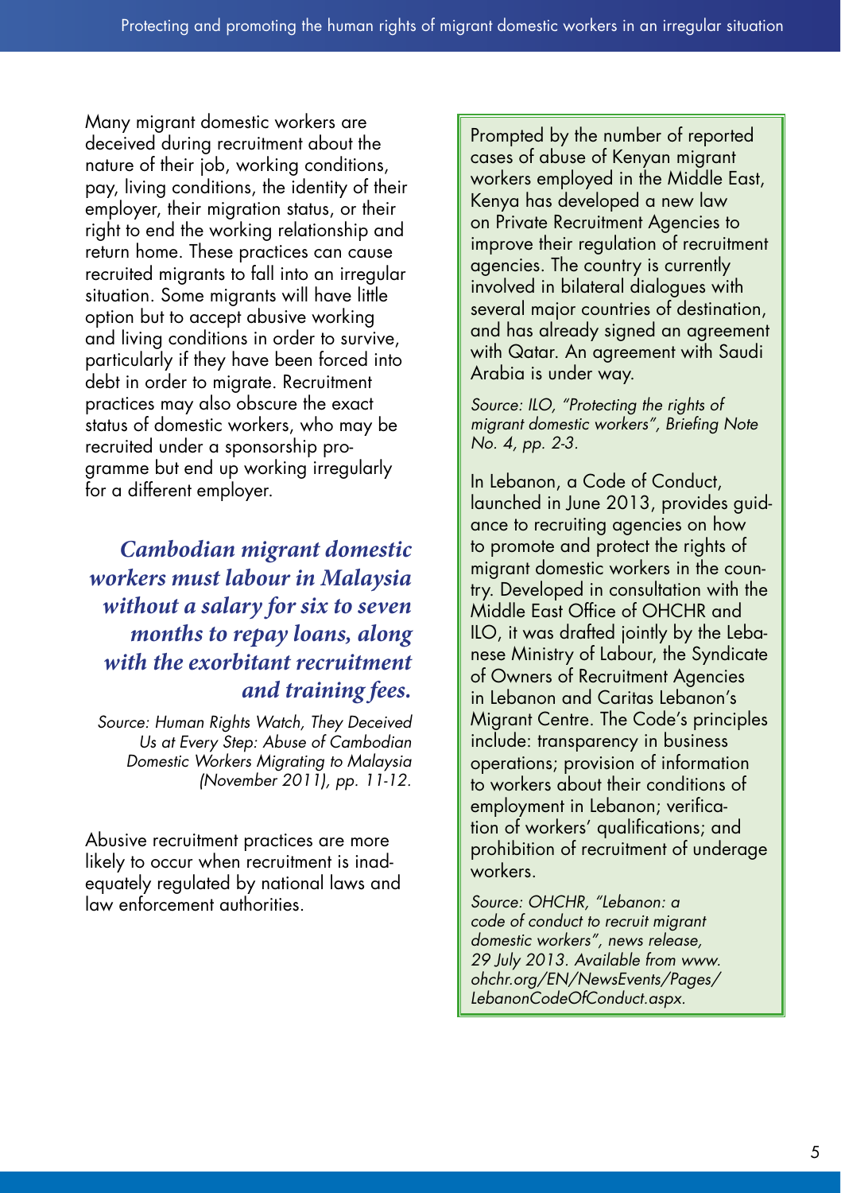Many migrant domestic workers are deceived during recruitment about the nature of their job, working conditions, pay, living conditions, the identity of their employer, their migration status, or their right to end the working relationship and return home. These practices can cause recruited migrants to fall into an irregular situation. Some migrants will have little option but to accept abusive working and living conditions in order to survive, particularly if they have been forced into debt in order to migrate. Recruitment practices may also obscure the exact status of domestic workers, who may be recruited under a sponsorship programme but end up working irregularly for a different employer.

***Cambodian migrant domestic workers must labour in Malaysia without a salary for six to seven months to repay loans, along with the exorbitant recruitment and training fees.***

*Source: Human Rights Watch, They Deceived Us at Every Step: Abuse of Cambodian Domestic Workers Migrating to Malaysia (November 2011), pp. 11-12.*

Abusive recruitment practices are more likely to occur when recruitment is inadequately regulated by national laws and law enforcement authorities.

Prompted by the number of reported cases of abuse of Kenyan migrant workers employed in the Middle East, Kenya has developed a new law on Private Recruitment Agencies to improve their regulation of recruitment agencies. The country is currently involved in bilateral dialogues with several major countries of destination, and has already signed an agreement with Qatar. An agreement with Saudi Arabia is under way.

*Source: ILO, "Protecting the rights of migrant domestic workers", Briefing Note No. 4, pp. 2-3.*

In Lebanon, a Code of Conduct, launched in June 2013, provides guidance to recruiting agencies on how to promote and protect the rights of migrant domestic workers in the country. Developed in consultation with the Middle East Office of OHCHR and ILO, it was drafted jointly by the Lebanese Ministry of Labour, the Syndicate of Owners of Recruitment Agencies in Lebanon and Caritas Lebanon's Migrant Centre. The Code's principles include: transparency in business operations; provision of information to workers about their conditions of employment in Lebanon; verification of workers' qualifications; and prohibition of recruitment of underage workers.

*Source: OHCHR, "Lebanon: a code of conduct to recruit migrant domestic workers", news release, 29 July 2013. Available from www.ohchr.org/EN/NewsEvents/Pages/LebanonCodeOfConduct.aspx.*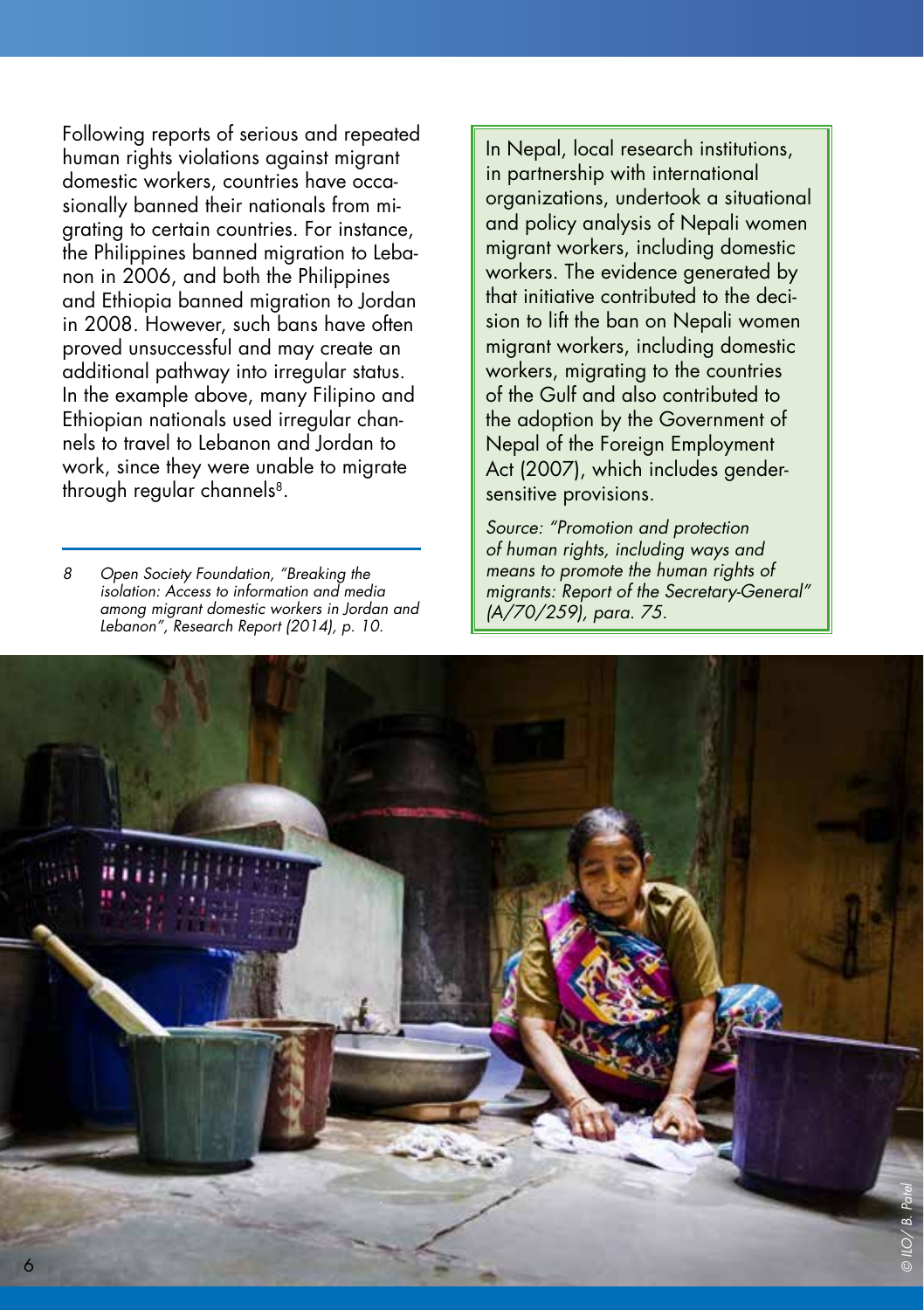Following reports of serious and repeated human rights violations against migrant domestic workers, countries have occasionally banned their nationals from migrating to certain countries. For instance, the Philippines banned migration to Lebanon in 2006, and both the Philippines and Ethiopia banned migration to Jordan in 2008. However, such bans have often proved unsuccessful and may create an additional pathway into irregular status. In the example above, many Filipino and Ethiopian nationals used irregular channels to travel to Lebanon and Jordan to work, since they were unable to migrate through regular channels[8].

8 *Open Society Foundation, "Breaking the isolation: Access to information and media among migrant domestic workers in Jordan and Lebanon", Research Report (2014), p. 10.*

> In Nepal, local research institutions, in partnership with international organizations, undertook a situational and policy analysis of Nepali women migrant workers, including domestic workers. The evidence generated by that initiative contributed to the decision to lift the ban on Nepali women migrant workers, including domestic workers, migrating to the countries of the Gulf and also contributed to the adoption by the Government of Nepal of the Foreign Employment Act (2007), which includes gender-sensitive provisions.
>
> *Source: "Promotion and protection of human rights, including ways and means to promote the human rights of migrants: Report of the Secretary-General" (A/70/259), para. 75.*

© ILO / B. Patel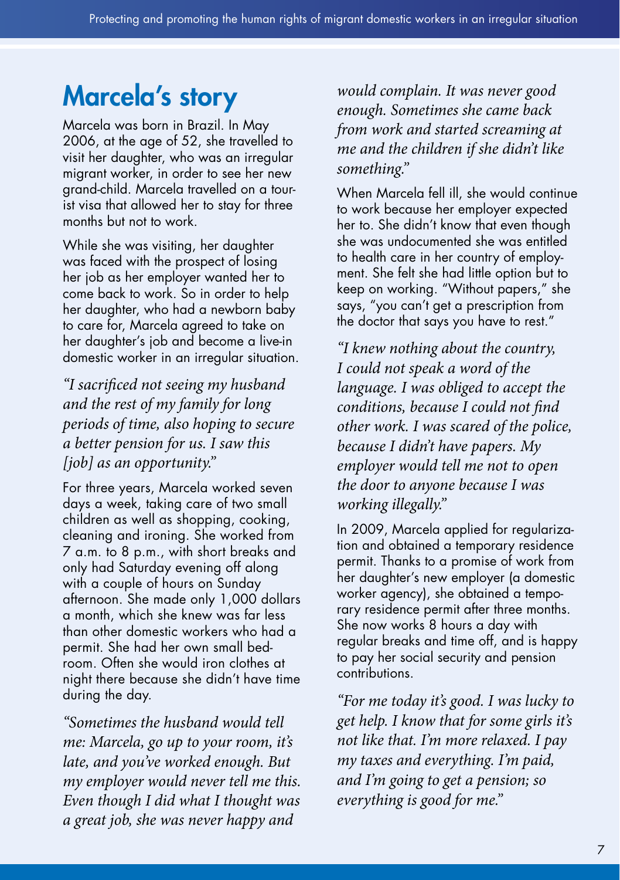## Marcela's story

Marcela was born in Brazil. In May 2006, at the age of 52, she travelled to visit her daughter, who was an irregular migrant worker, in order to see her new grand-child. Marcela travelled on a tourist visa that allowed her to stay for three months but not to work.

While she was visiting, her daughter was faced with the prospect of losing her job as her employer wanted her to come back to work. So in order to help her daughter, who had a newborn baby to care for, Marcela agreed to take on her daughter's job and become a live-in domestic worker in an irregular situation.

*"I sacrificed not seeing my husband and the rest of my family for long periods of time, also hoping to secure a better pension for us. I saw this [job] as an opportunity."*

For three years, Marcela worked seven days a week, taking care of two small children as well as shopping, cooking, cleaning and ironing. She worked from 7 a.m. to 8 p.m., with short breaks and only had Saturday evening off along with a couple of hours on Sunday afternoon. She made only 1,000 dollars a month, which she knew was far less than other domestic workers who had a permit. She had her own small bedroom. Often she would iron clothes at night there because she didn't have time during the day.

*"Sometimes the husband would tell me: Marcela, go up to your room, it's late, and you've worked enough. But my employer would never tell me this. Even though I did what I thought was a great job, she was never happy and would complain. It was never good enough. Sometimes she came back from work and started screaming at me and the children if she didn't like something."*

When Marcela fell ill, she would continue to work because her employer expected her to. She didn't know that even though she was undocumented she was entitled to health care in her country of employment. She felt she had little option but to keep on working. "Without papers," she says, "you can't get a prescription from the doctor that says you have to rest."

*"I knew nothing about the country, I could not speak a word of the language. I was obliged to accept the conditions, because I could not find other work. I was scared of the police, because I didn't have papers. My employer would tell me not to open the door to anyone because I was working illegally."*

In 2009, Marcela applied for regularization and obtained a temporary residence permit. Thanks to a promise of work from her daughter's new employer (a domestic worker agency), she obtained a temporary residence permit after three months. She now works 8 hours a day with regular breaks and time off, and is happy to pay her social security and pension contributions.

*"For me today it's good. I was lucky to get help. I know that for some girls it's not like that. I'm more relaxed. I pay my taxes and everything. I'm paid, and I'm going to get a pension; so everything is good for me."*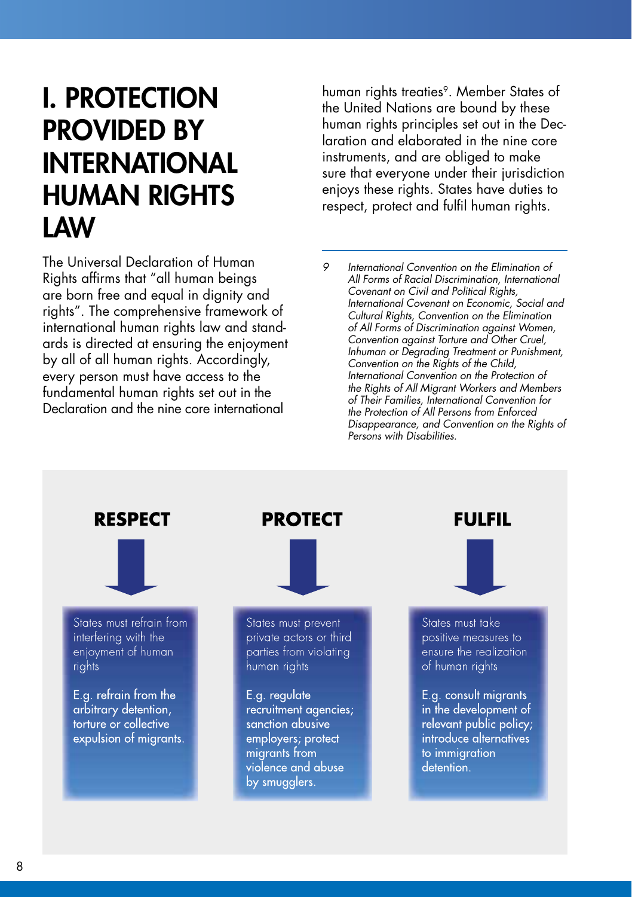# I. PROTECTION PROVIDED BY INTERNATIONAL HUMAN RIGHTS LAW

The Universal Declaration of Human Rights affirms that "all human beings are born free and equal in dignity and rights". The comprehensive framework of international human rights law and standards is directed at ensuring the enjoyment by all of all human rights. Accordingly, every person must have access to the fundamental human rights set out in the Declaration and the nine core international human rights treaties[9]. Member States of the United Nations are bound by these human rights principles set out in the Declaration and elaborated in the nine core instruments, and are obliged to make sure that everyone under their jurisdiction enjoys these rights. States have duties to respect, protect and fulfil human rights.

**RESPECT**

States must refrain from interfering with the enjoyment of human rights

E.g. refrain from the arbitrary detention, torture or collective expulsion of migrants.

**PROTECT**

States must prevent private actors or third parties from violating human rights

E.g. regulate recruitment agencies; sanction abusive employers; protect migrants from violence and abuse by smugglers.

**FULFIL**

States must take positive measures to ensure the realization of human rights

E.g. consult migrants in the development of relevant public policy; introduce alternatives to immigration detention.

---

*9 International Convention on the Elimination of All Forms of Racial Discrimination, International Covenant on Civil and Political Rights, International Covenant on Economic, Social and Cultural Rights, Convention on the Elimination of All Forms of Discrimination against Women, Convention against Torture and Other Cruel, Inhuman or Degrading Treatment or Punishment, Convention on the Rights of the Child, International Convention on the Protection of the Rights of All Migrant Workers and Members of Their Families, International Convention for the Protection of All Persons from Enforced Disappearance, and Convention on the Rights of Persons with Disabilities.*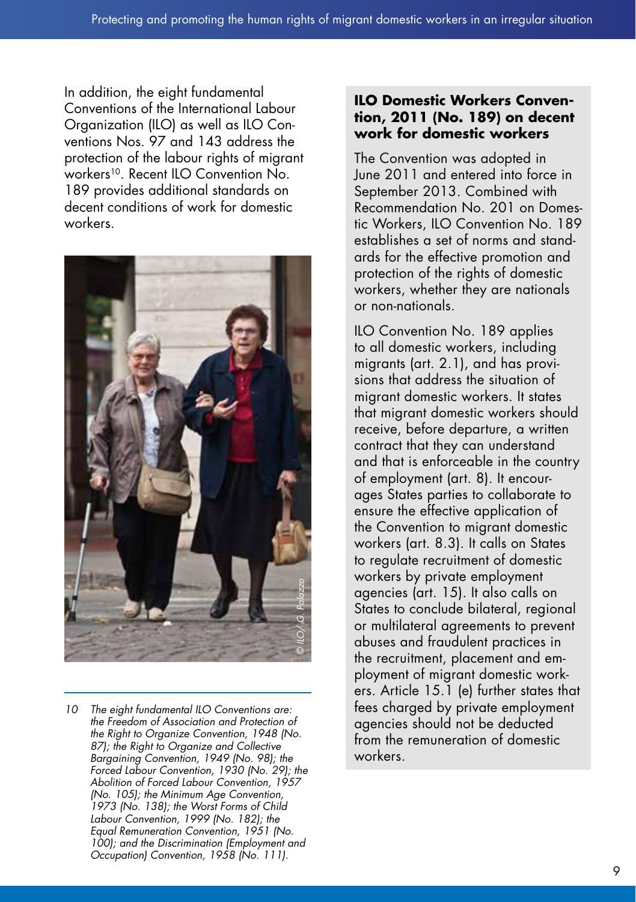In addition, the eight fundamental Conventions of the International Labour Organization (ILO) as well as ILO Conventions Nos. 97 and 143 address the protection of the labour rights of migrant workers[10]. Recent ILO Convention No. 189 provides additional standards on decent conditions of work for domestic workers.

**ILO Domestic Workers Convention, 2011 (No. 189) on decent work for domestic workers**

The Convention was adopted in June 2011 and entered into force in September 2013. Combined with Recommendation No. 201 on Domestic Workers, ILO Convention No. 189 establishes a set of norms and standards for the effective promotion and protection of the rights of domestic workers, whether they are nationals or non-nationals.

ILO Convention No. 189 applies to all domestic workers, including migrants (art. 2.1), and has provisions that address the situation of migrant domestic workers. It states that migrant domestic workers should receive, before departure, a written contract that they can understand and that is enforceable in the country of employment (art. 8). It encourages States parties to collaborate to ensure the effective application of the Convention to migrant domestic workers (art. 8.3). It calls on States to regulate recruitment of domestic workers by private employment agencies (art. 15). It also calls on States to conclude bilateral, regional or multilateral agreements to prevent abuses and fraudulent practices in the recruitment, placement and employment of migrant domestic workers. Article 15.1 (e) further states that fees charged by private employment agencies should not be deducted from the remuneration of domestic workers.

*10 The eight fundamental ILO Conventions are: the Freedom of Association and Protection of the Right to Organize Convention, 1948 (No. 87); the Right to Organize and Collective Bargaining Convention, 1949 (No. 98); the Forced Labour Convention, 1930 (No. 29); the Abolition of Forced Labour Convention, 1957 (No. 105); the Minimum Age Convention, 1973 (No. 138); the Worst Forms of Child Labour Convention, 1999 (No. 182); the Equal Remuneration Convention, 1951 (No. 100); and the Discrimination (Employment and Occupation) Convention, 1958 (No. 111).*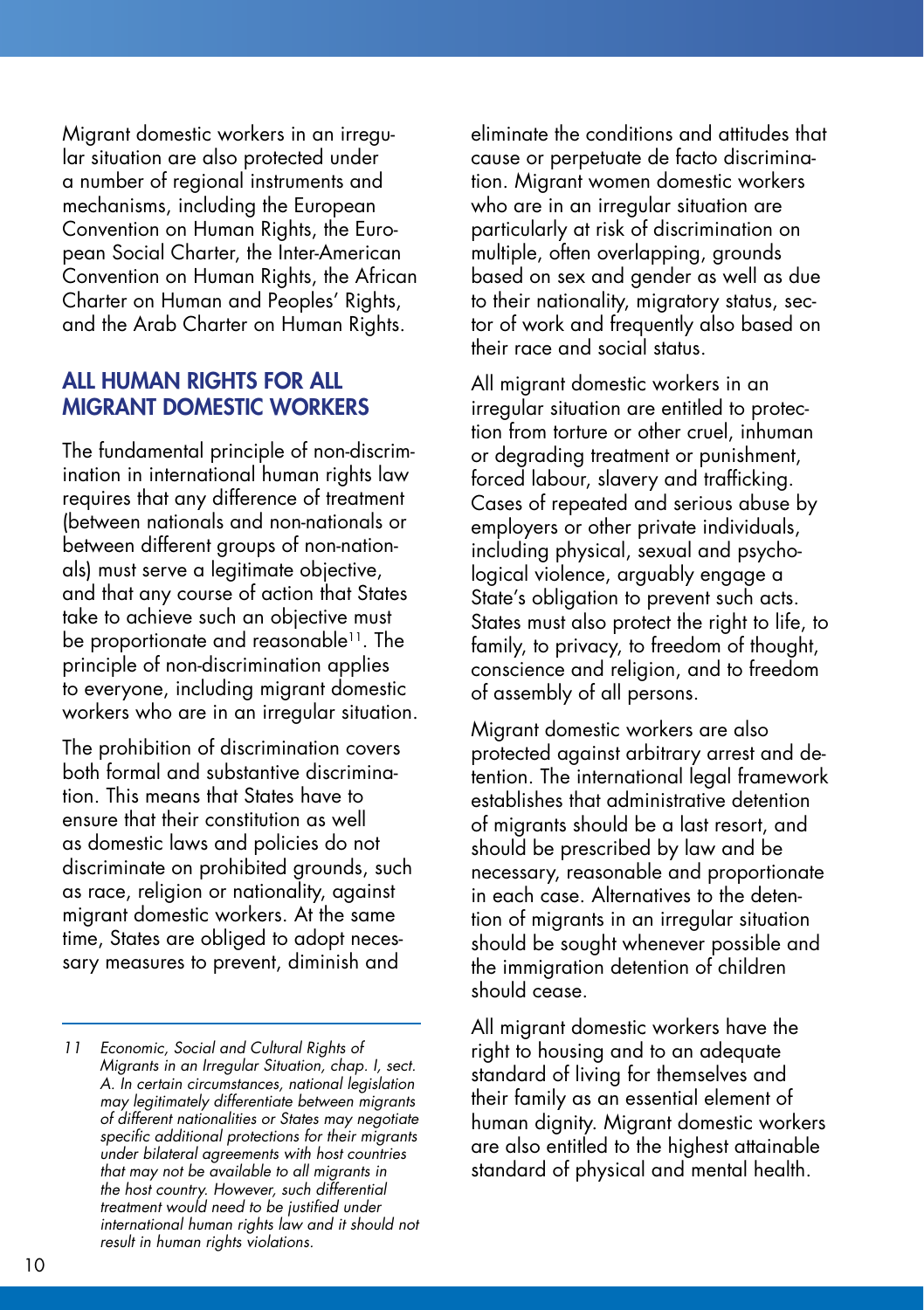Migrant domestic workers in an irregular situation are also protected under a number of regional instruments and mechanisms, including the European Convention on Human Rights, the European Social Charter, the Inter-American Convention on Human Rights, the African Charter on Human and Peoples' Rights, and the Arab Charter on Human Rights.

## ALL HUMAN RIGHTS FOR ALL MIGRANT DOMESTIC WORKERS

The fundamental principle of non-discrimination in international human rights law requires that any difference of treatment (between nationals and non-nationals or between different groups of non-nationals) must serve a legitimate objective, and that any course of action that States take to achieve such an objective must be proportionate and reasonable[11]. The principle of non-discrimination applies to everyone, including migrant domestic workers who are in an irregular situation.

The prohibition of discrimination covers both formal and substantive discrimination. This means that States have to ensure that their constitution as well as domestic laws and policies do not discriminate on prohibited grounds, such as race, religion or nationality, against migrant domestic workers. At the same time, States are obliged to adopt necessary measures to prevent, diminish and eliminate the conditions and attitudes that cause or perpetuate de facto discrimination. Migrant women domestic workers who are in an irregular situation are particularly at risk of discrimination on multiple, often overlapping, grounds based on sex and gender as well as due to their nationality, migratory status, sector of work and frequently also based on their race and social status.

All migrant domestic workers in an irregular situation are entitled to protection from torture or other cruel, inhuman or degrading treatment or punishment, forced labour, slavery and trafficking. Cases of repeated and serious abuse by employers or other private individuals, including physical, sexual and psychological violence, arguably engage a State's obligation to prevent such acts. States must also protect the right to life, to family, to privacy, to freedom of thought, conscience and religion, and to freedom of assembly of all persons.

Migrant domestic workers are also protected against arbitrary arrest and detention. The international legal framework establishes that administrative detention of migrants should be a last resort, and should be prescribed by law and be necessary, reasonable and proportionate in each case. Alternatives to the detention of migrants in an irregular situation should be sought whenever possible and the immigration detention of children should cease.

All migrant domestic workers have the right to housing and to an adequate standard of living for themselves and their family as an essential element of human dignity. Migrant domestic workers are also entitled to the highest attainable standard of physical and mental health.

---

*11 Economic, Social and Cultural Rights of Migrants in an Irregular Situation, chap. I, sect. A. In certain circumstances, national legislation may legitimately differentiate between migrants of different nationalities or States may negotiate specific additional protections for their migrants under bilateral agreements with host countries that may not be available to all migrants in the host country. However, such differential treatment would need to be justified under international human rights law and it should not result in human rights violations.*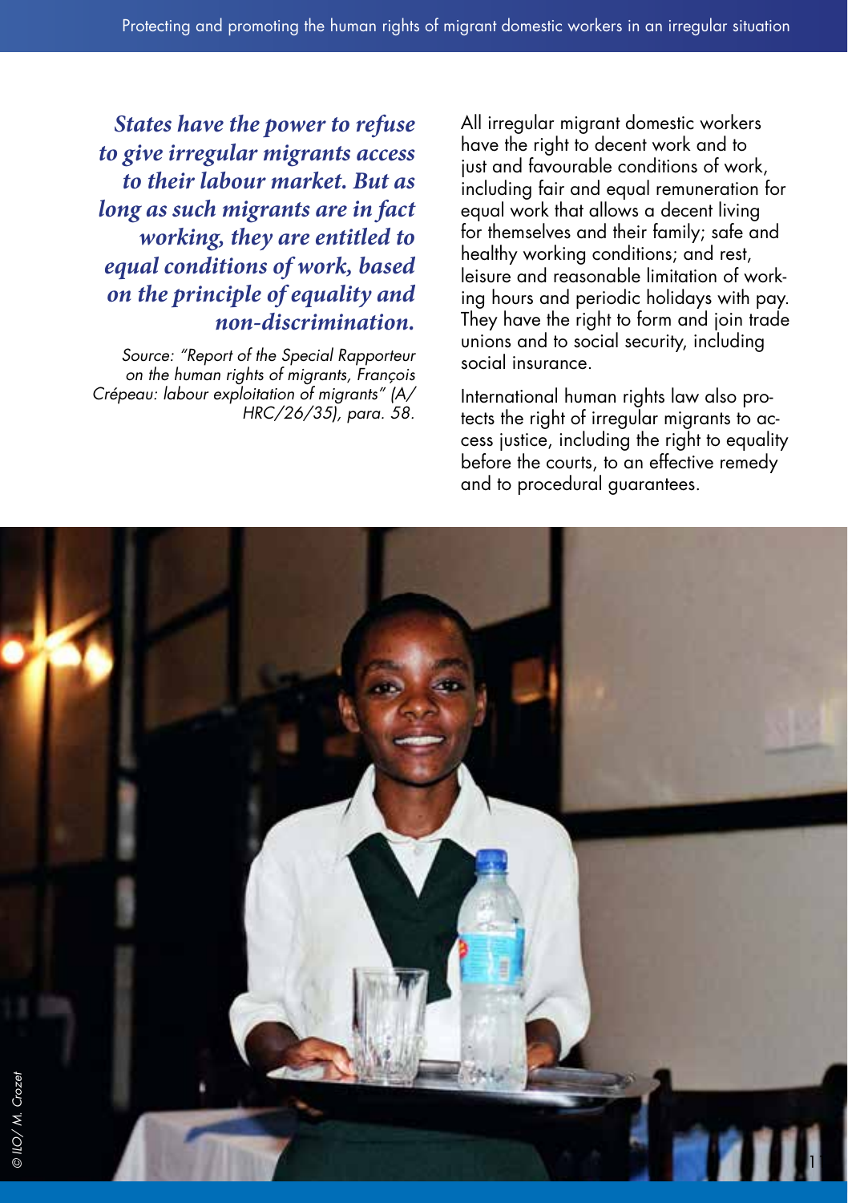***States have the power to refuse to give irregular migrants access to their labour market. But as long as such migrants are in fact working, they are entitled to equal conditions of work, based on the principle of equality and non-discrimination.***

*Source: "Report of the Special Rapporteur on the human rights of migrants, François Crépeau: labour exploitation of migrants" (A/HRC/26/35), para. 58.*

All irregular migrant domestic workers have the right to decent work and to just and favourable conditions of work, including fair and equal remuneration for equal work that allows a decent living for themselves and their family; safe and healthy working conditions; and rest, leisure and reasonable limitation of working hours and periodic holidays with pay. They have the right to form and join trade unions and to social security, including social insurance.

International human rights law also protects the right of irregular migrants to access justice, including the right to equality before the courts, to an effective remedy and to procedural guarantees.

© ILO/ M. Crozet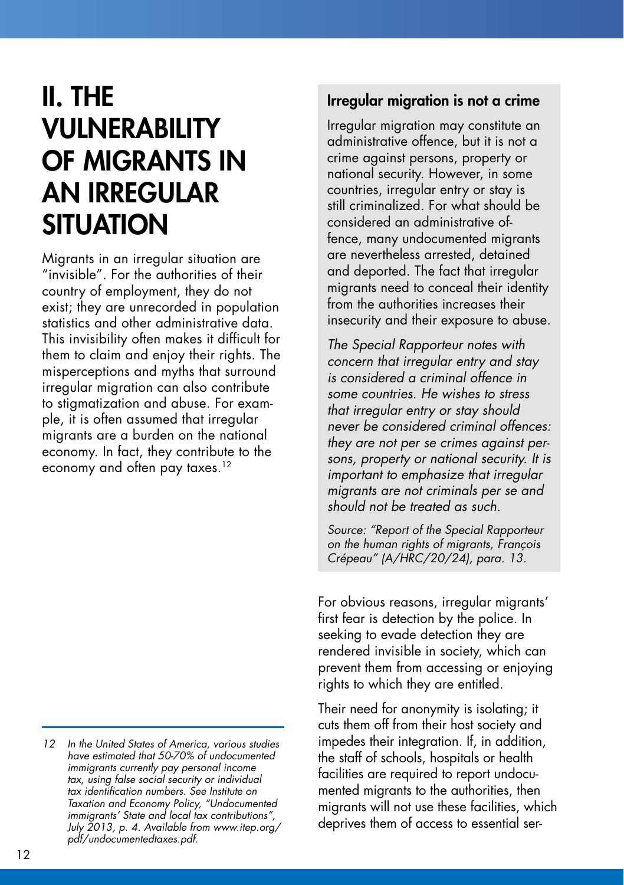# II. THE VULNERABILITY OF MIGRANTS IN AN IRREGULAR SITUATION

Migrants in an irregular situation are "invisible". For the authorities of their country of employment, they do not exist; they are unrecorded in population statistics and other administrative data. This invisibility often makes it difficult for them to claim and enjoy their rights. The misperceptions and myths that surround irregular migration can also contribute to stigmatization and abuse. For example, it is often assumed that irregular migrants are a burden on the national economy. In fact, they contribute to the economy and often pay taxes.[12]

### Irregular migration is not a crime

Irregular migration may constitute an administrative offence, but it is not a crime against persons, property or national security. However, in some countries, irregular entry or stay is still criminalized. For what should be considered an administrative offence, many undocumented migrants are nevertheless arrested, detained and deported. The fact that irregular migrants need to conceal their identity from the authorities increases their insecurity and their exposure to abuse.

*The Special Rapporteur notes with concern that irregular entry and stay is considered a criminal offence in some countries. He wishes to stress that irregular entry or stay should never be considered criminal offences: they are not per se crimes against persons, property or national security. It is important to emphasize that irregular migrants are not criminals per se and should not be treated as such.*

*Source: "Report of the Special Rapporteur on the human rights of migrants, François Crépeau" (A/HRC/20/24), para. 13.*

For obvious reasons, irregular migrants' first fear is detection by the police. In seeking to evade detection they are rendered invisible in society, which can prevent them from accessing or enjoying rights to which they are entitled.

Their need for anonymity is isolating; it cuts them off from their host society and impedes their integration. If, in addition, the staff of schools, hospitals or health facilities are required to report undocumented migrants to the authorities, then migrants will not use these facilities, which deprives them of access to essential ser-

---

*12 In the United States of America, various studies have estimated that 50-70% of undocumented immigrants currently pay personal income tax, using false social security or individual tax identification numbers. See Institute on Taxation and Economy Policy, "Undocumented immigrants' State and local tax contributions", July 2013, p. 4. Available from www.itep.org/pdf/undocumentedtaxes.pdf.*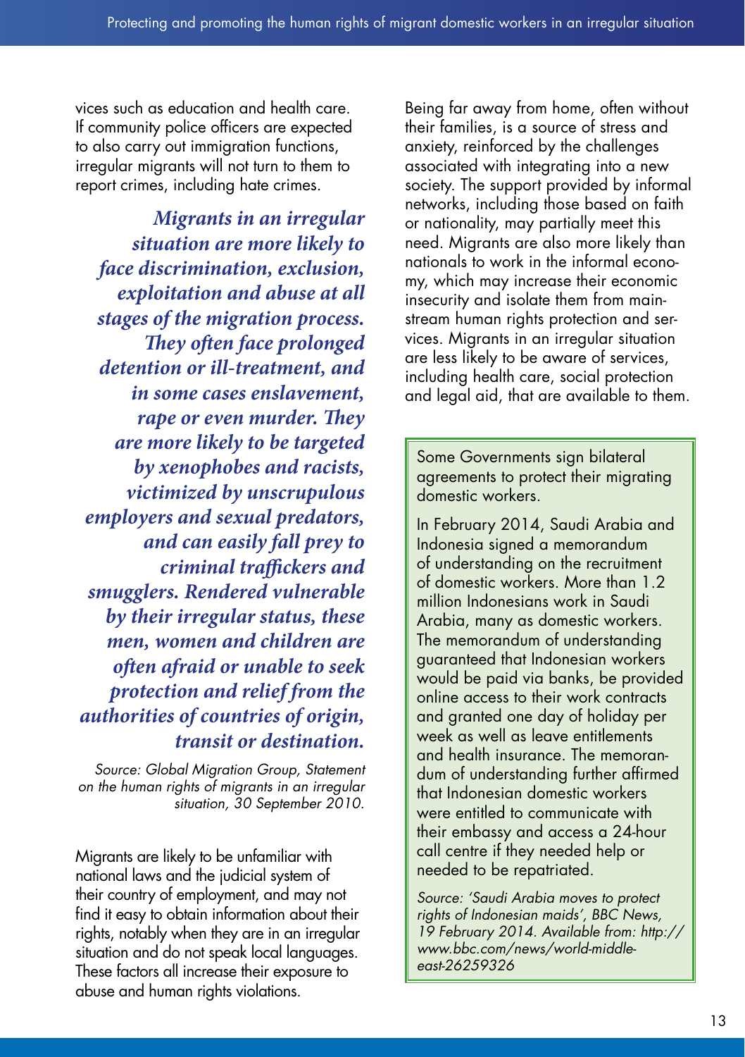vices such as education and health care. If community police officers are expected to also carry out immigration functions, irregular migrants will not turn to them to report crimes, including hate crimes.

> ***Migrants in an irregular situation are more likely to face discrimination, exclusion, exploitation and abuse at all stages of the migration process. They often face prolonged detention or ill-treatment, and in some cases enslavement, rape or even murder. They are more likely to be targeted by xenophobes and racists, victimized by unscrupulous employers and sexual predators, and can easily fall prey to criminal traffickers and smugglers. Rendered vulnerable by their irregular status, these men, women and children are often afraid or unable to seek protection and relief from the authorities of countries of origin, transit or destination.***
>
> *Source: Global Migration Group, Statement on the human rights of migrants in an irregular situation, 30 September 2010.*

Migrants are likely to be unfamiliar with national laws and the judicial system of their country of employment, and may not find it easy to obtain information about their rights, notably when they are in an irregular situation and do not speak local languages. These factors all increase their exposure to abuse and human rights violations.

Being far away from home, often without their families, is a source of stress and anxiety, reinforced by the challenges associated with integrating into a new society. The support provided by informal networks, including those based on faith or nationality, may partially meet this need. Migrants are also more likely than nationals to work in the informal economy, which may increase their economic insecurity and isolate them from mainstream human rights protection and services. Migrants in an irregular situation are less likely to be aware of services, including health care, social protection and legal aid, that are available to them.

> Some Governments sign bilateral agreements to protect their migrating domestic workers.
>
> In February 2014, Saudi Arabia and Indonesia signed a memorandum of understanding on the recruitment of domestic workers. More than 1.2 million Indonesians work in Saudi Arabia, many as domestic workers. The memorandum of understanding guaranteed that Indonesian workers would be paid via banks, be provided online access to their work contracts and granted one day of holiday per week as well as leave entitlements and health insurance. The memorandum of understanding further affirmed that Indonesian domestic workers were entitled to communicate with their embassy and access a 24-hour call centre if they needed help or needed to be repatriated.
>
> *Source: 'Saudi Arabia moves to protect rights of Indonesian maids', BBC News, 19 February 2014. Available from: http://www.bbc.com/news/world-middle-east-26259326*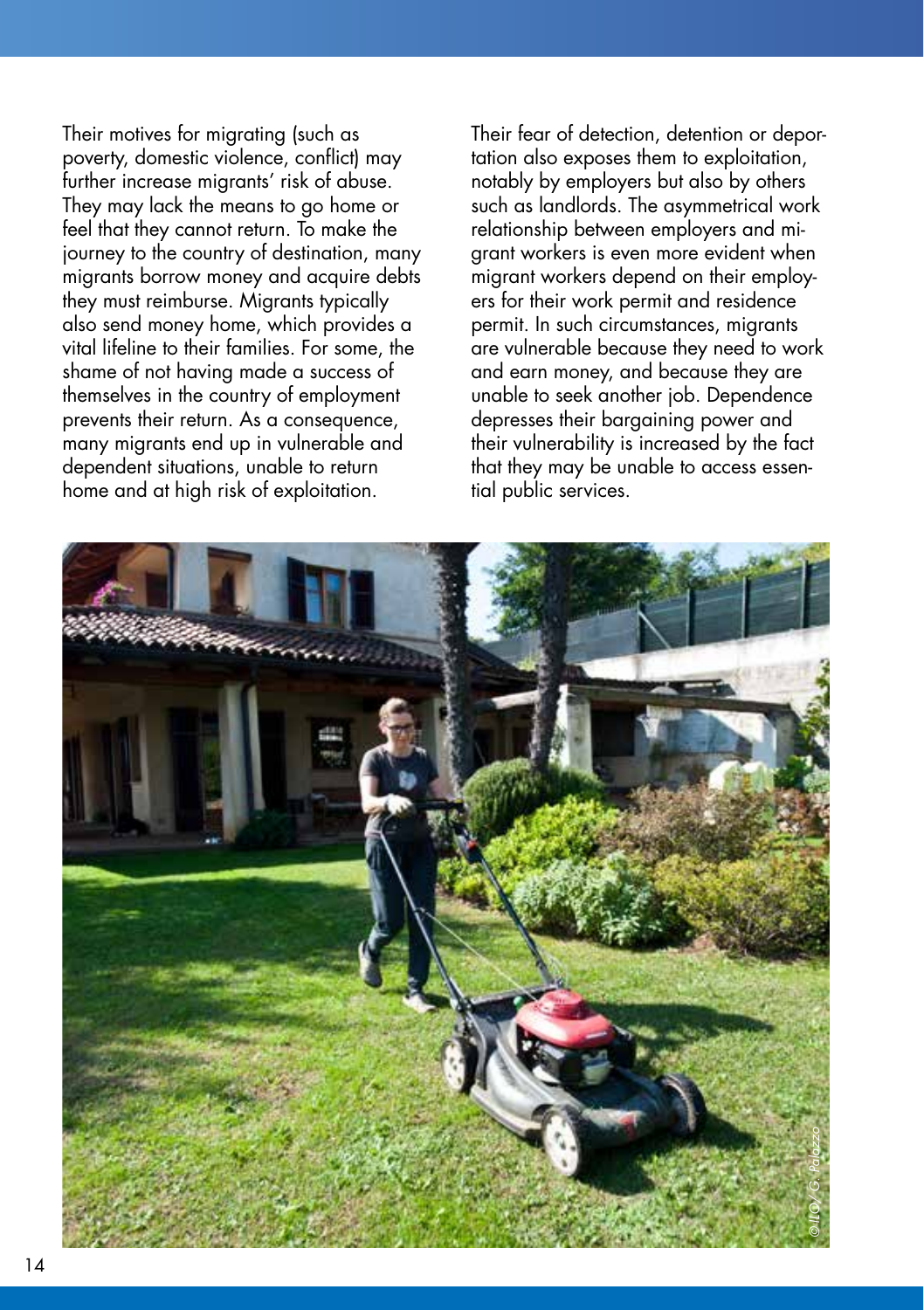Their motives for migrating (such as poverty, domestic violence, conflict) may further increase migrants' risk of abuse. They may lack the means to go home or feel that they cannot return. To make the journey to the country of destination, many migrants borrow money and acquire debts they must reimburse. Migrants typically also send money home, which provides a vital lifeline to their families. For some, the shame of not having made a success of themselves in the country of employment prevents their return. As a consequence, many migrants end up in vulnerable and dependent situations, unable to return home and at high risk of exploitation.

Their fear of detection, detention or deportation also exposes them to exploitation, notably by employers but also by others such as landlords. The asymmetrical work relationship between employers and migrant workers is even more evident when migrant workers depend on their employers for their work permit and residence permit. In such circumstances, migrants are vulnerable because they need to work and earn money, and because they are unable to seek another job. Dependence depresses their bargaining power and their vulnerability is increased by the fact that they may be unable to access essential public services.

© ILO / G. Palazzo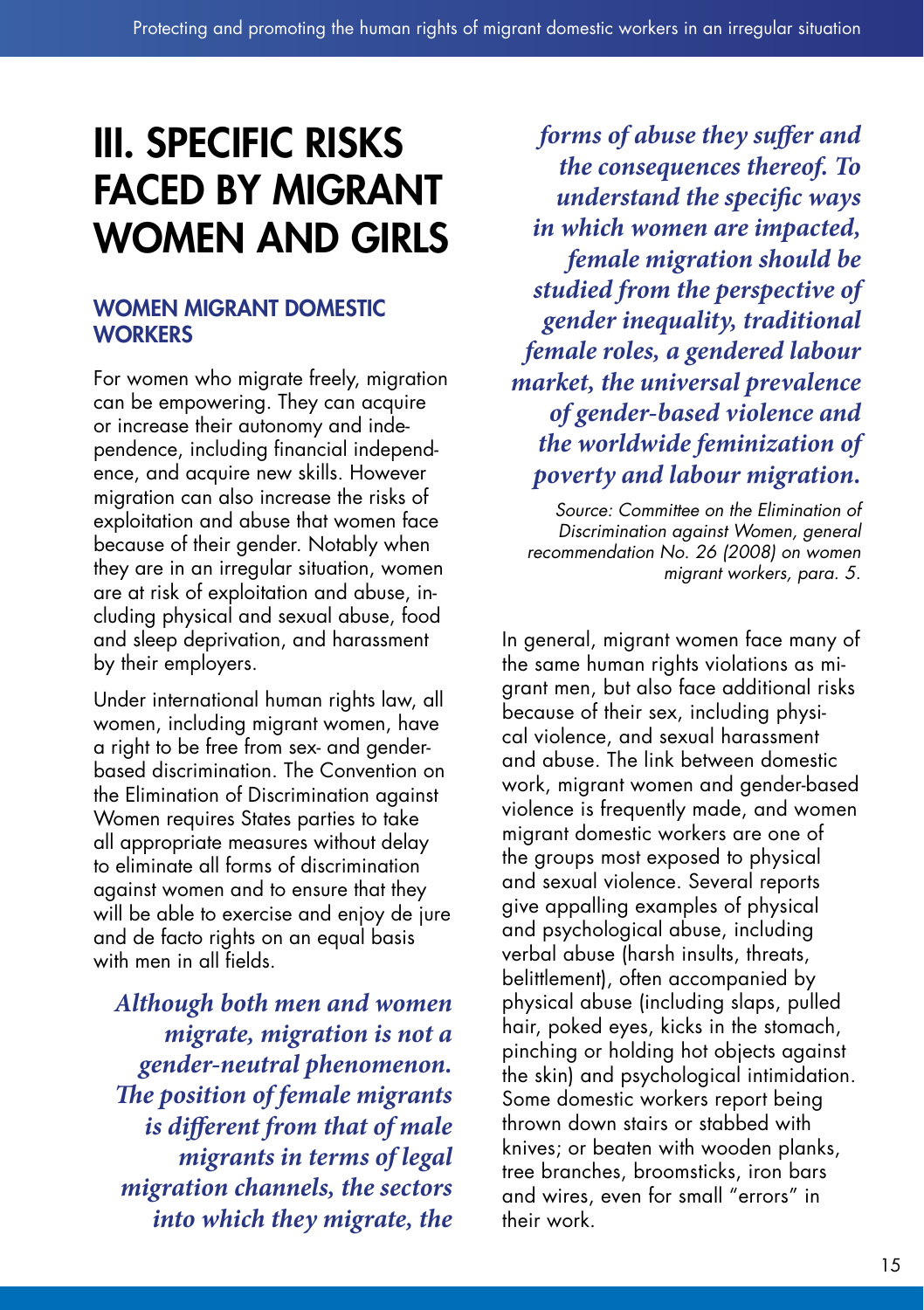# III. SPECIFIC RISKS FACED BY MIGRANT WOMEN AND GIRLS

## WOMEN MIGRANT DOMESTIC WORKERS

For women who migrate freely, migration can be empowering. They can acquire or increase their autonomy and independence, including financial independence, and acquire new skills. However migration can also increase the risks of exploitation and abuse that women face because of their gender. Notably when they are in an irregular situation, women are at risk of exploitation and abuse, including physical and sexual abuse, food and sleep deprivation, and harassment by their employers.

Under international human rights law, all women, including migrant women, have a right to be free from sex- and gender-based discrimination. The Convention on the Elimination of Discrimination against Women requires States parties to take all appropriate measures without delay to eliminate all forms of discrimination against women and to ensure that they will be able to exercise and enjoy de jure and de facto rights on an equal basis with men in all fields.

> ***Although both men and women migrate, migration is not a gender-neutral phenomenon. The position of female migrants is different from that of male migrants in terms of legal migration channels, the sectors into which they migrate, the forms of abuse they suffer and the consequences thereof. To understand the specific ways in which women are impacted, female migration should be studied from the perspective of gender inequality, traditional female roles, a gendered labour market, the universal prevalence of gender-based violence and the worldwide feminization of poverty and labour migration.***
>
> *Source: Committee on the Elimination of Discrimination against Women, general recommendation No. 26 (2008) on women migrant workers, para. 5.*

In general, migrant women face many of the same human rights violations as migrant men, but also face additional risks because of their sex, including physical violence, and sexual harassment and abuse. The link between domestic work, migrant women and gender-based violence is frequently made, and women migrant domestic workers are one of the groups most exposed to physical and sexual violence. Several reports give appalling examples of physical and psychological abuse, including verbal abuse (harsh insults, threats, belittlement), often accompanied by physical abuse (including slaps, pulled hair, poked eyes, kicks in the stomach, pinching or holding hot objects against the skin) and psychological intimidation. Some domestic workers report being thrown down stairs or stabbed with knives; or beaten with wooden planks, tree branches, broomsticks, iron bars and wires, even for small "errors" in their work.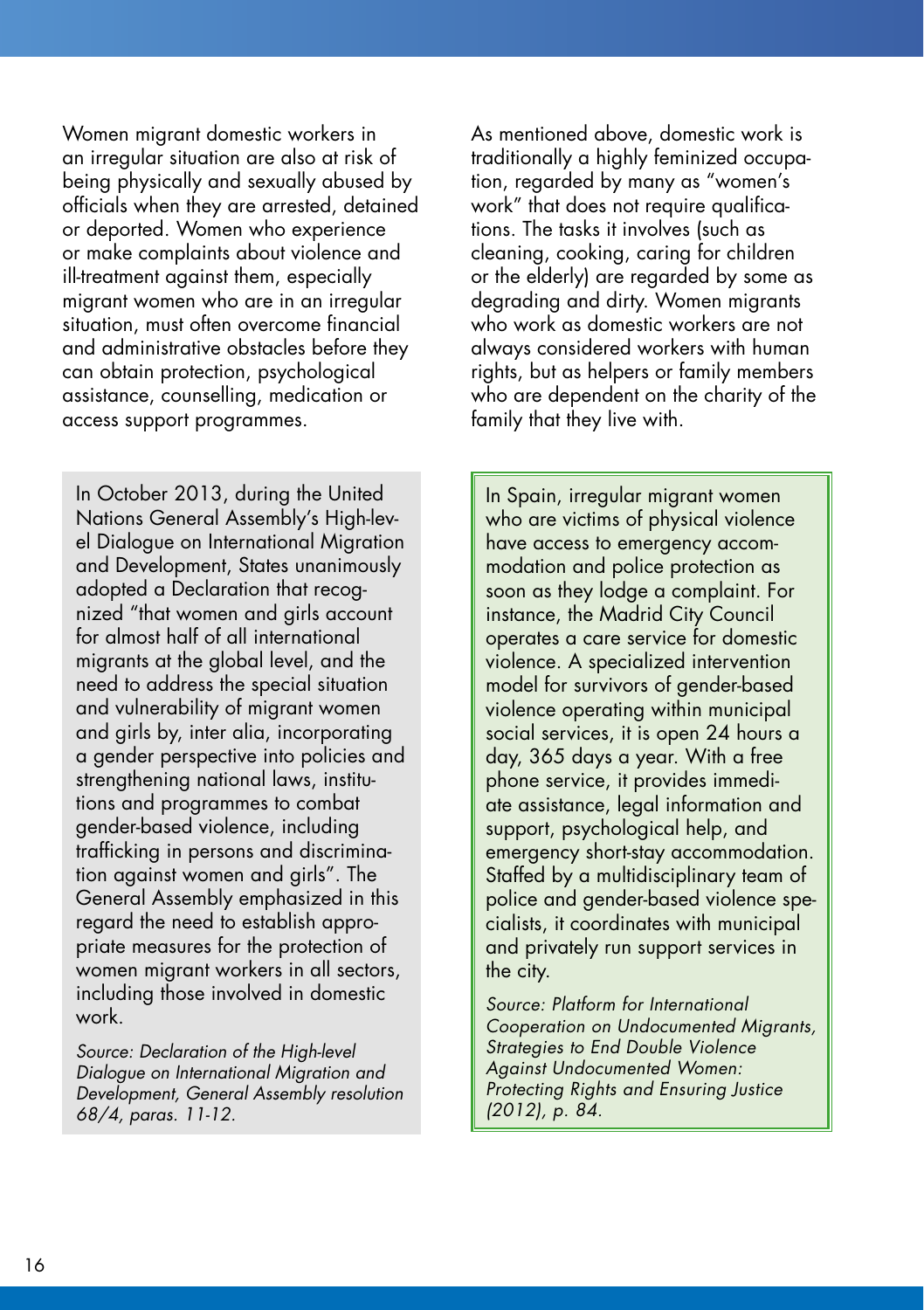Women migrant domestic workers in an irregular situation are also at risk of being physically and sexually abused by officials when they are arrested, detained or deported. Women who experience or make complaints about violence and ill-treatment against them, especially migrant women who are in an irregular situation, must often overcome financial and administrative obstacles before they can obtain protection, psychological assistance, counselling, medication or access support programmes.

> In October 2013, during the United Nations General Assembly's High-level Dialogue on International Migration and Development, States unanimously adopted a Declaration that recognized "that women and girls account for almost half of all international migrants at the global level, and the need to address the special situation and vulnerability of migrant women and girls by, inter alia, incorporating a gender perspective into policies and strengthening national laws, institutions and programmes to combat gender-based violence, including trafficking in persons and discrimination against women and girls". The General Assembly emphasized in this regard the need to establish appropriate measures for the protection of women migrant workers in all sectors, including those involved in domestic work.
>
> *Source: Declaration of the High-level Dialogue on International Migration and Development, General Assembly resolution 68/4, paras. 11-12.*

As mentioned above, domestic work is traditionally a highly feminized occupation, regarded by many as "women's work" that does not require qualifications. The tasks it involves (such as cleaning, cooking, caring for children or the elderly) are regarded by some as degrading and dirty. Women migrants who work as domestic workers are not always considered workers with human rights, but as helpers or family members who are dependent on the charity of the family that they live with.

> In Spain, irregular migrant women who are victims of physical violence have access to emergency accommodation and police protection as soon as they lodge a complaint. For instance, the Madrid City Council operates a care service for domestic violence. A specialized intervention model for survivors of gender-based violence operating within municipal social services, it is open 24 hours a day, 365 days a year. With a free phone service, it provides immediate assistance, legal information and support, psychological help, and emergency short-stay accommodation. Staffed by a multidisciplinary team of police and gender-based violence specialists, it coordinates with municipal and privately run support services in the city.
>
> *Source: Platform for International Cooperation on Undocumented Migrants, Strategies to End Double Violence Against Undocumented Women: Protecting Rights and Ensuring Justice (2012), p. 84.*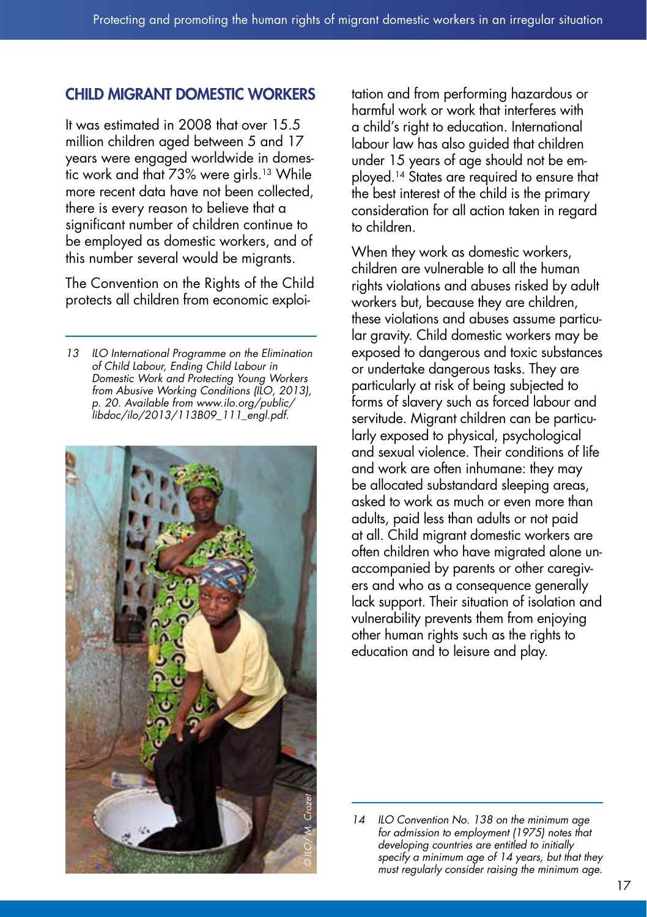## CHILD MIGRANT DOMESTIC WORKERS

It was estimated in 2008 that over 15.5 million children aged between 5 and 17 years were engaged worldwide in domestic work and that 73% were girls.[13] While more recent data have not been collected, there is every reason to believe that a significant number of children continue to be employed as domestic workers, and of this number several would be migrants.

The Convention on the Rights of the Child protects all children from economic exploitation and from performing hazardous or harmful work or work that interferes with a child's right to education. International labour law has also guided that children under 15 years of age should not be employed.[14] States are required to ensure that the best interest of the child is the primary consideration for all action taken in regard to children.

When they work as domestic workers, children are vulnerable to all the human rights violations and abuses risked by adult workers but, because they are children, these violations and abuses assume particular gravity. Child domestic workers may be exposed to dangerous and toxic substances or undertake dangerous tasks. They are particularly at risk of being subjected to forms of slavery such as forced labour and servitude. Migrant children can be particularly exposed to physical, psychological and sexual violence. Their conditions of life and work are often inhumane: they may be allocated substandard sleeping areas, asked to work as much or even more than adults, paid less than adults or not paid at all. Child migrant domestic workers are often children who have migrated alone unaccompanied by parents or other caregivers and who as a consequence generally lack support. Their situation of isolation and vulnerability prevents them from enjoying other human rights such as the rights to education and to leisure and play.

© ILO/ M. Crozet

---

*13 ILO International Programme on the Elimination of Child Labour, Ending Child Labour in Domestic Work and Protecting Young Workers from Abusive Working Conditions (ILO, 2013), p. 20. Available from www.ilo.org/public/libdoc/ilo/2013/113B09_111_engl.pdf.*

*14 ILO Convention No. 138 on the minimum age for admission to employment (1975) notes that developing countries are entitled to initially specify a minimum age of 14 years, but that they must regularly consider raising the minimum age.*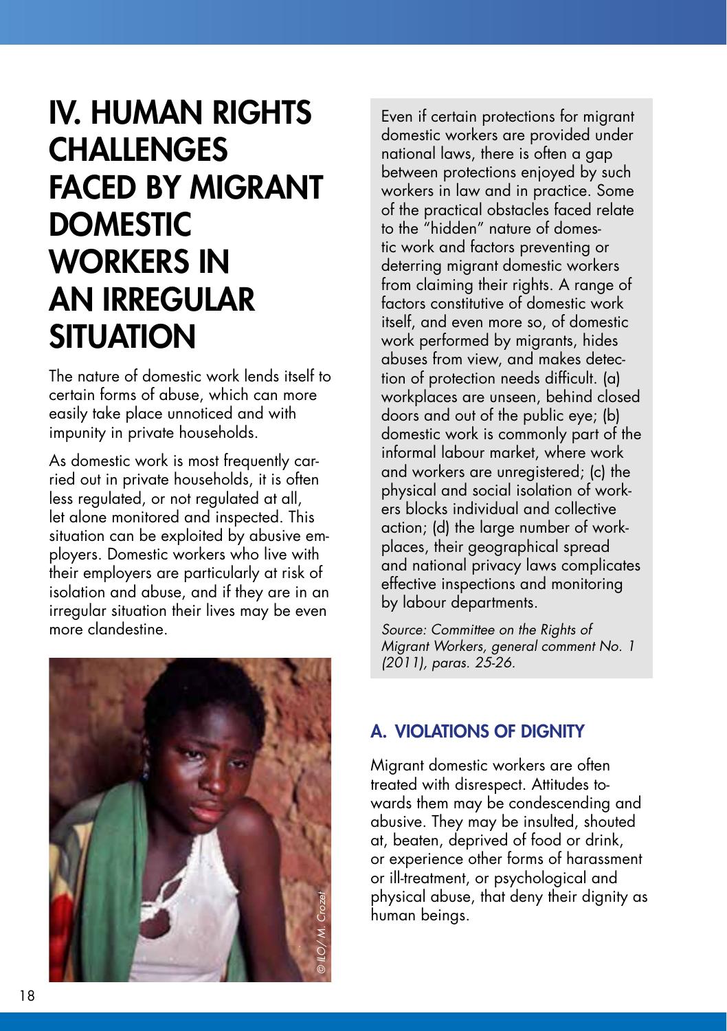# IV. HUMAN RIGHTS CHALLENGES FACED BY MIGRANT DOMESTIC WORKERS IN AN IRREGULAR SITUATION

The nature of domestic work lends itself to certain forms of abuse, which can more easily take place unnoticed and with impunity in private households.

As domestic work is most frequently carried out in private households, it is often less regulated, or not regulated at all, let alone monitored and inspected. This situation can be exploited by abusive employers. Domestic workers who live with their employers are particularly at risk of isolation and abuse, and if they are in an irregular situation their lives may be even more clandestine.

© ILO / M. Crozet

> Even if certain protections for migrant domestic workers are provided under national laws, there is often a gap between protections enjoyed by such workers in law and in practice. Some of the practical obstacles faced relate to the "hidden" nature of domestic work and factors preventing or deterring migrant domestic workers from claiming their rights. A range of factors constitutive of domestic work itself, and even more so, of domestic work performed by migrants, hides abuses from view, and makes detection of protection needs difficult. (a) workplaces are unseen, behind closed doors and out of the public eye; (b) domestic work is commonly part of the informal labour market, where work and workers are unregistered; (c) the physical and social isolation of workers blocks individual and collective action; (d) the large number of workplaces, their geographical spread and national privacy laws complicates effective inspections and monitoring by labour departments.
>
> *Source: Committee on the Rights of Migrant Workers, general comment No. 1 (2011), paras. 25-26.*

## A. VIOLATIONS OF DIGNITY

Migrant domestic workers are often treated with disrespect. Attitudes towards them may be condescending and abusive. They may be insulted, shouted at, beaten, deprived of food or drink, or experience other forms of harassment or ill-treatment, or psychological and physical abuse, that deny their dignity as human beings.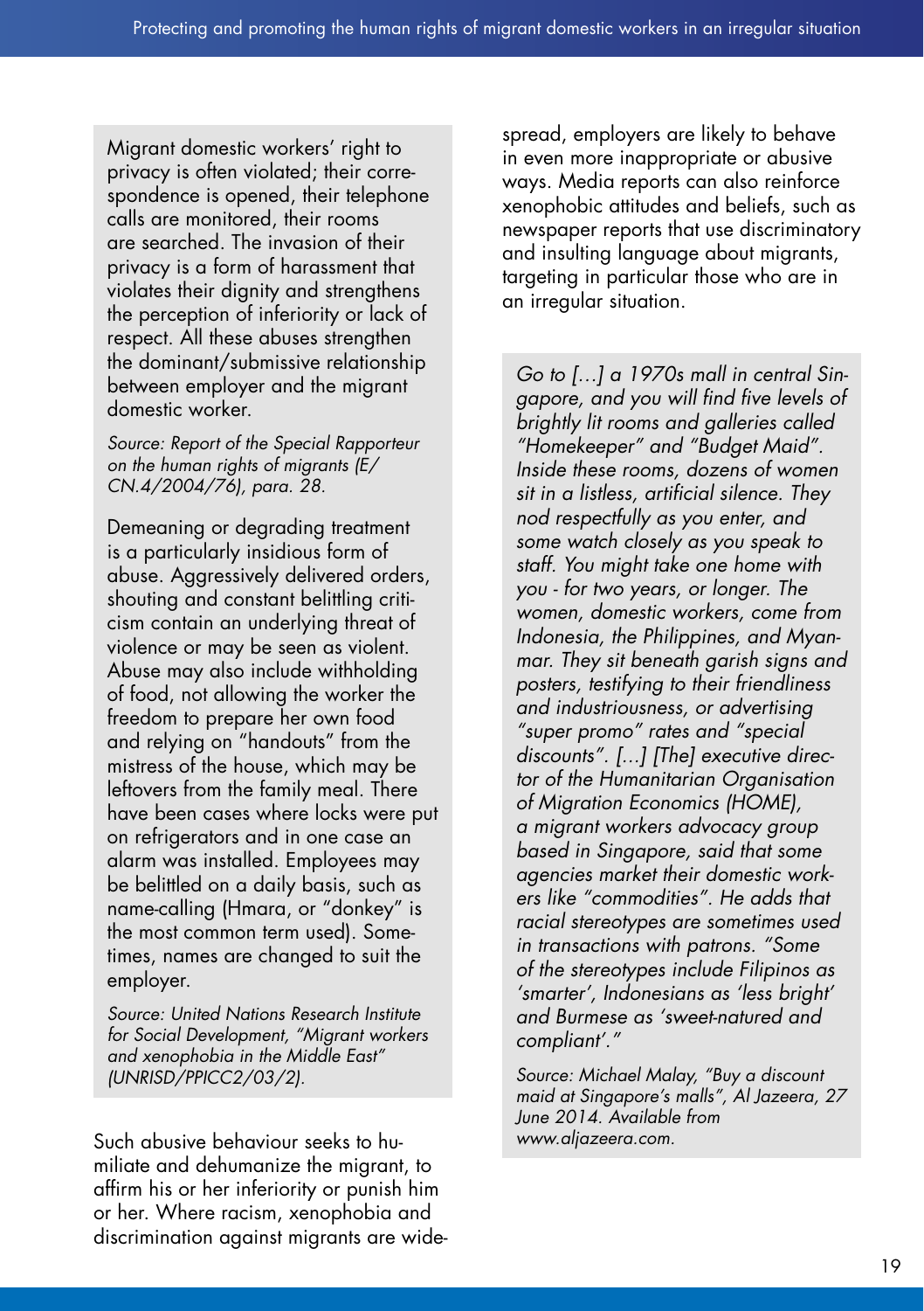Migrant domestic workers' right to privacy is often violated; their correspondence is opened, their telephone calls are monitored, their rooms are searched. The invasion of their privacy is a form of harassment that violates their dignity and strengthens the perception of inferiority or lack of respect. All these abuses strengthen the dominant/submissive relationship between employer and the migrant domestic worker.

*Source: Report of the Special Rapporteur on the human rights of migrants (E/CN.4/2004/76), para. 28.*

Demeaning or degrading treatment is a particularly insidious form of abuse. Aggressively delivered orders, shouting and constant belittling criticism contain an underlying threat of violence or may be seen as violent. Abuse may also include withholding of food, not allowing the worker the freedom to prepare her own food and relying on "handouts" from the mistress of the house, which may be leftovers from the family meal. There have been cases where locks were put on refrigerators and in one case an alarm was installed. Employees may be belittled on a daily basis, such as name-calling (Hmara, or "donkey" is the most common term used). Sometimes, names are changed to suit the employer.

*Source: United Nations Research Institute for Social Development, "Migrant workers and xenophobia in the Middle East" (UNRISD/PPICC2/03/2).*

Such abusive behaviour seeks to humiliate and dehumanize the migrant, to affirm his or her inferiority or punish him or her. Where racism, xenophobia and discrimination against migrants are widespread, employers are likely to behave in even more inappropriate or abusive ways. Media reports can also reinforce xenophobic attitudes and beliefs, such as newspaper reports that use discriminatory and insulting language about migrants, targeting in particular those who are in an irregular situation.

*Go to […] a 1970s mall in central Singapore, and you will find five levels of brightly lit rooms and galleries called "Homekeeper" and "Budget Maid". Inside these rooms, dozens of women sit in a listless, artificial silence. They nod respectfully as you enter, and some watch closely as you speak to staff. You might take one home with you - for two years, or longer. The women, domestic workers, come from Indonesia, the Philippines, and Myanmar. They sit beneath garish signs and posters, testifying to their friendliness and industriousness, or advertising "super promo" rates and "special discounts". […] [The] executive director of the Humanitarian Organisation of Migration Economics (HOME), a migrant workers advocacy group based in Singapore, said that some agencies market their domestic workers like "commodities". He adds that racial stereotypes are sometimes used in transactions with patrons. "Some of the stereotypes include Filipinos as 'smarter', Indonesians as 'less bright' and Burmese as 'sweet-natured and compliant'."*

*Source: Michael Malay, "Buy a discount maid at Singapore's malls", Al Jazeera, 27 June 2014. Available from www.aljazeera.com.*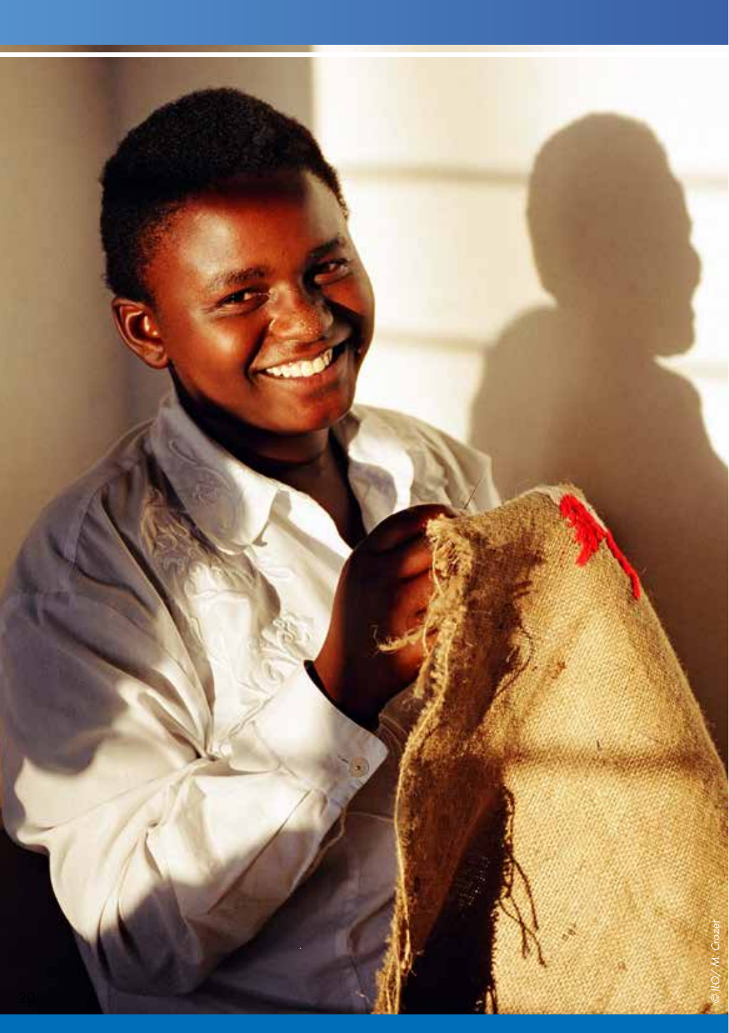© ILO/ M. Crozet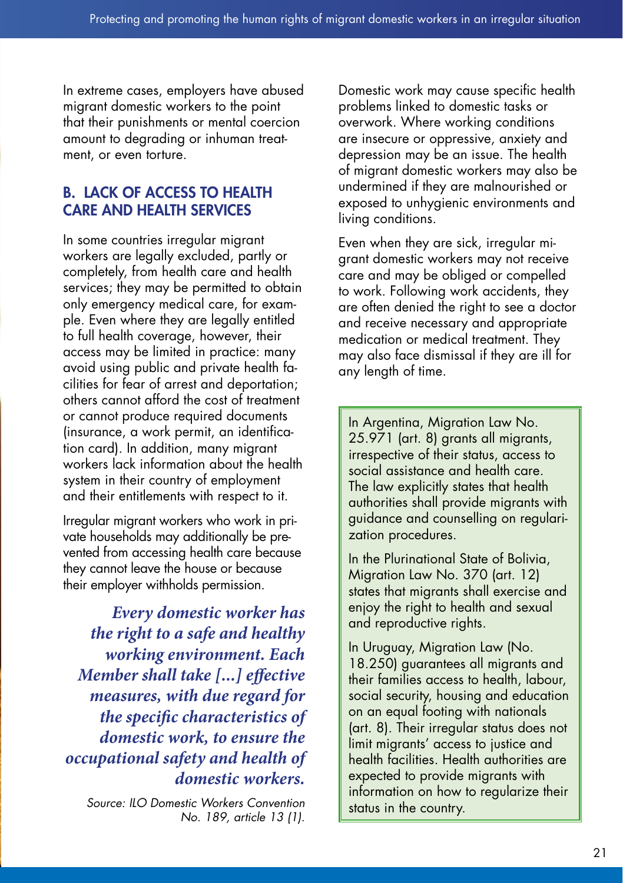In extreme cases, employers have abused migrant domestic workers to the point that their punishments or mental coercion amount to degrading or inhuman treatment, or even torture.

## B. LACK OF ACCESS TO HEALTH CARE AND HEALTH SERVICES

In some countries irregular migrant workers are legally excluded, partly or completely, from health care and health services; they may be permitted to obtain only emergency medical care, for example. Even where they are legally entitled to full health coverage, however, their access may be limited in practice: many avoid using public and private health facilities for fear of arrest and deportation; others cannot afford the cost of treatment or cannot produce required documents (insurance, a work permit, an identification card). In addition, many migrant workers lack information about the health system in their country of employment and their entitlements with respect to it.

Irregular migrant workers who work in private households may additionally be prevented from accessing health care because they cannot leave the house or because their employer withholds permission.

> ***Every domestic worker has the right to a safe and healthy working environment. Each Member shall take [...] effective measures, with due regard for the specific characteristics of domestic work, to ensure the occupational safety and health of domestic workers.***
>
> *Source: ILO Domestic Workers Convention No. 189, article 13 (1).*

Domestic work may cause specific health problems linked to domestic tasks or overwork. Where working conditions are insecure or oppressive, anxiety and depression may be an issue. The health of migrant domestic workers may also be undermined if they are malnourished or exposed to unhygienic environments and living conditions.

Even when they are sick, irregular migrant domestic workers may not receive care and may be obliged or compelled to work. Following work accidents, they are often denied the right to see a doctor and receive necessary and appropriate medication or medical treatment. They may also face dismissal if they are ill for any length of time.

> In Argentina, Migration Law No. 25.971 (art. 8) grants all migrants, irrespective of their status, access to social assistance and health care. The law explicitly states that health authorities shall provide migrants with guidance and counselling on regularization procedures.
>
> In the Plurinational State of Bolivia, Migration Law No. 370 (art. 12) states that migrants shall exercise and enjoy the right to health and sexual and reproductive rights.
>
> In Uruguay, Migration Law (No. 18.250) guarantees all migrants and their families access to health, labour, social security, housing and education on an equal footing with nationals (art. 8). Their irregular status does not limit migrants' access to justice and health facilities. Health authorities are expected to provide migrants with information on how to regularize their status in the country.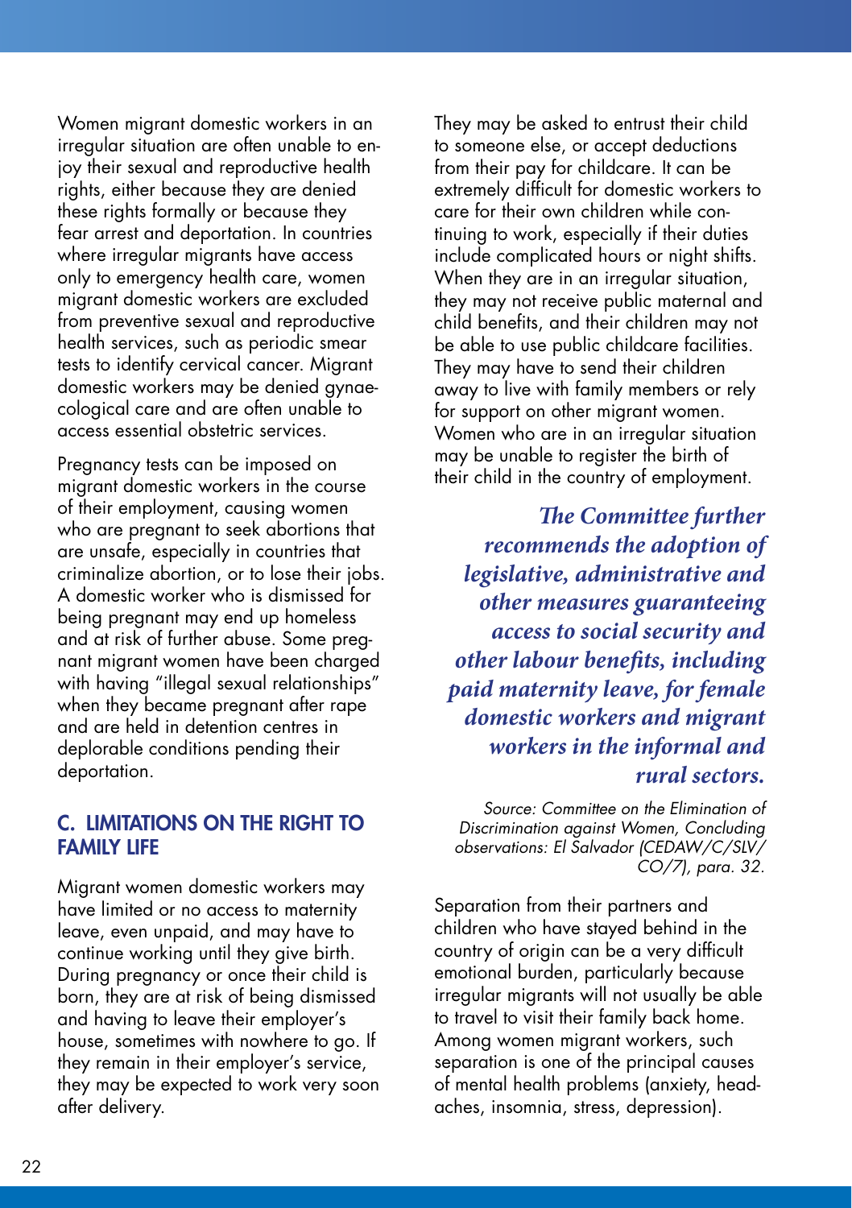Women migrant domestic workers in an irregular situation are often unable to enjoy their sexual and reproductive health rights, either because they are denied these rights formally or because they fear arrest and deportation. In countries where irregular migrants have access only to emergency health care, women migrant domestic workers are excluded from preventive sexual and reproductive health services, such as periodic smear tests to identify cervical cancer. Migrant domestic workers may be denied gynaecological care and are often unable to access essential obstetric services.

Pregnancy tests can be imposed on migrant domestic workers in the course of their employment, causing women who are pregnant to seek abortions that are unsafe, especially in countries that criminalize abortion, or to lose their jobs. A domestic worker who is dismissed for being pregnant may end up homeless and at risk of further abuse. Some pregnant migrant women have been charged with having "illegal sexual relationships" when they became pregnant after rape and are held in detention centres in deplorable conditions pending their deportation.

## C. LIMITATIONS ON THE RIGHT TO FAMILY LIFE

Migrant women domestic workers may have limited or no access to maternity leave, even unpaid, and may have to continue working until they give birth. During pregnancy or once their child is born, they are at risk of being dismissed and having to leave their employer's house, sometimes with nowhere to go. If they remain in their employer's service, they may be expected to work very soon after delivery. They may be asked to entrust their child to someone else, or accept deductions from their pay for childcare. It can be extremely difficult for domestic workers to care for their own children while continuing to work, especially if their duties include complicated hours or night shifts. When they are in an irregular situation, they may not receive public maternal and child benefits, and their children may not be able to use public childcare facilities. They may have to send their children away to live with family members or rely for support on other migrant women. Women who are in an irregular situation may be unable to register the birth of their child in the country of employment.

> ***The Committee further recommends the adoption of legislative, administrative and other measures guaranteeing access to social security and other labour benefits, including paid maternity leave, for female domestic workers and migrant workers in the informal and rural sectors.***
>
> *Source: Committee on the Elimination of Discrimination against Women, Concluding observations: El Salvador (CEDAW/C/SLV/CO/7), para. 32.*

Separation from their partners and children who have stayed behind in the country of origin can be a very difficult emotional burden, particularly because irregular migrants will not usually be able to travel to visit their family back home. Among women migrant workers, such separation is one of the principal causes of mental health problems (anxiety, headaches, insomnia, stress, depression).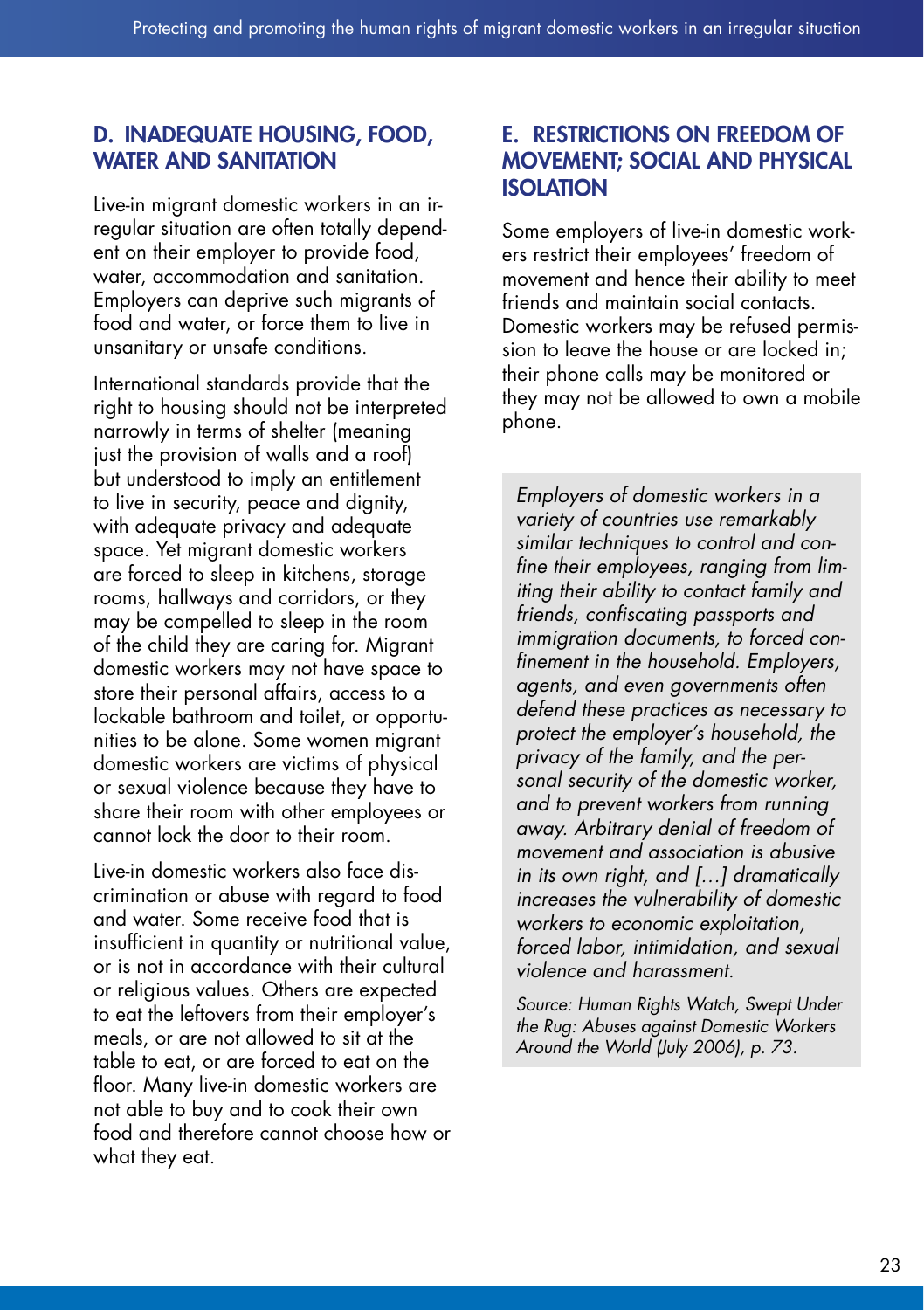## D. INADEQUATE HOUSING, FOOD, WATER AND SANITATION

Live-in migrant domestic workers in an irregular situation are often totally dependent on their employer to provide food, water, accommodation and sanitation. Employers can deprive such migrants of food and water, or force them to live in unsanitary or unsafe conditions.

International standards provide that the right to housing should not be interpreted narrowly in terms of shelter (meaning just the provision of walls and a roof) but understood to imply an entitlement to live in security, peace and dignity, with adequate privacy and adequate space. Yet migrant domestic workers are forced to sleep in kitchens, storage rooms, hallways and corridors, or they may be compelled to sleep in the room of the child they are caring for. Migrant domestic workers may not have space to store their personal affairs, access to a lockable bathroom and toilet, or opportunities to be alone. Some women migrant domestic workers are victims of physical or sexual violence because they have to share their room with other employees or cannot lock the door to their room.

Live-in domestic workers also face discrimination or abuse with regard to food and water. Some receive food that is insufficient in quantity or nutritional value, or is not in accordance with their cultural or religious values. Others are expected to eat the leftovers from their employer's meals, or are not allowed to sit at the table to eat, or are forced to eat on the floor. Many live-in domestic workers are not able to buy and to cook their own food and therefore cannot choose how or what they eat.

## E. RESTRICTIONS ON FREEDOM OF MOVEMENT; SOCIAL AND PHYSICAL ISOLATION

Some employers of live-in domestic workers restrict their employees' freedom of movement and hence their ability to meet friends and maintain social contacts. Domestic workers may be refused permission to leave the house or are locked in; their phone calls may be monitored or they may not be allowed to own a mobile phone.

> *Employers of domestic workers in a variety of countries use remarkably similar techniques to control and confine their employees, ranging from limiting their ability to contact family and friends, confiscating passports and immigration documents, to forced confinement in the household. Employers, agents, and even governments often defend these practices as necessary to protect the employer's household, the privacy of the family, and the personal security of the domestic worker, and to prevent workers from running away. Arbitrary denial of freedom of movement and association is abusive in its own right, and […] dramatically increases the vulnerability of domestic workers to economic exploitation, forced labor, intimidation, and sexual violence and harassment.*
>
> *Source: Human Rights Watch, Swept Under the Rug: Abuses against Domestic Workers Around the World (July 2006), p. 73.*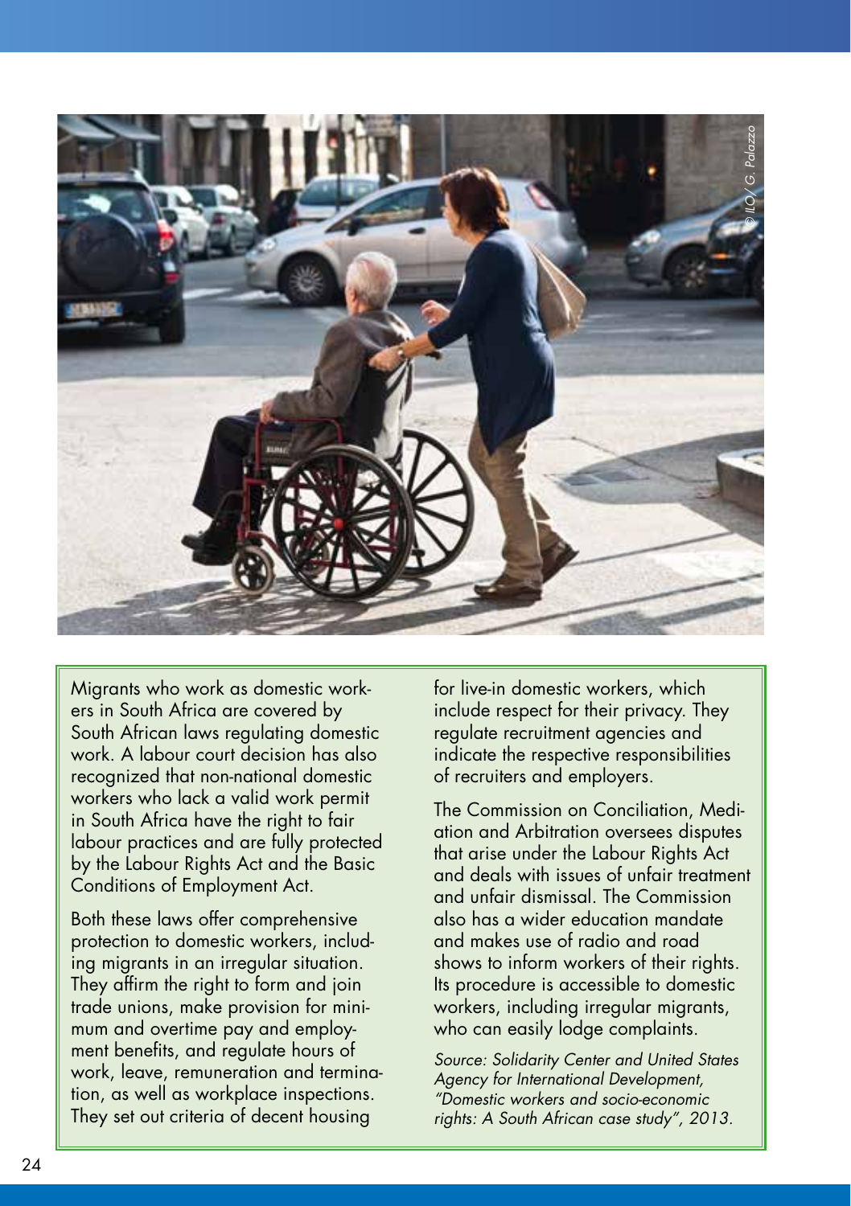Migrants who work as domestic workers in South Africa are covered by South African laws regulating domestic work. A labour court decision has also recognized that non-national domestic workers who lack a valid work permit in South Africa have the right to fair labour practices and are fully protected by the Labour Rights Act and the Basic Conditions of Employment Act.

Both these laws offer comprehensive protection to domestic workers, including migrants in an irregular situation. They affirm the right to form and join trade unions, make provision for minimum and overtime pay and employment benefits, and regulate hours of work, leave, remuneration and termination, as well as workplace inspections. They set out criteria of decent housing for live-in domestic workers, which include respect for their privacy. They regulate recruitment agencies and indicate the respective responsibilities of recruiters and employers.

The Commission on Conciliation, Mediation and Arbitration oversees disputes that arise under the Labour Rights Act and deals with issues of unfair treatment and unfair dismissal. The Commission also has a wider education mandate and makes use of radio and road shows to inform workers of their rights. Its procedure is accessible to domestic workers, including irregular migrants, who can easily lodge complaints.

*Source: Solidarity Center and United States Agency for International Development, "Domestic workers and socio-economic rights: A South African case study", 2013.*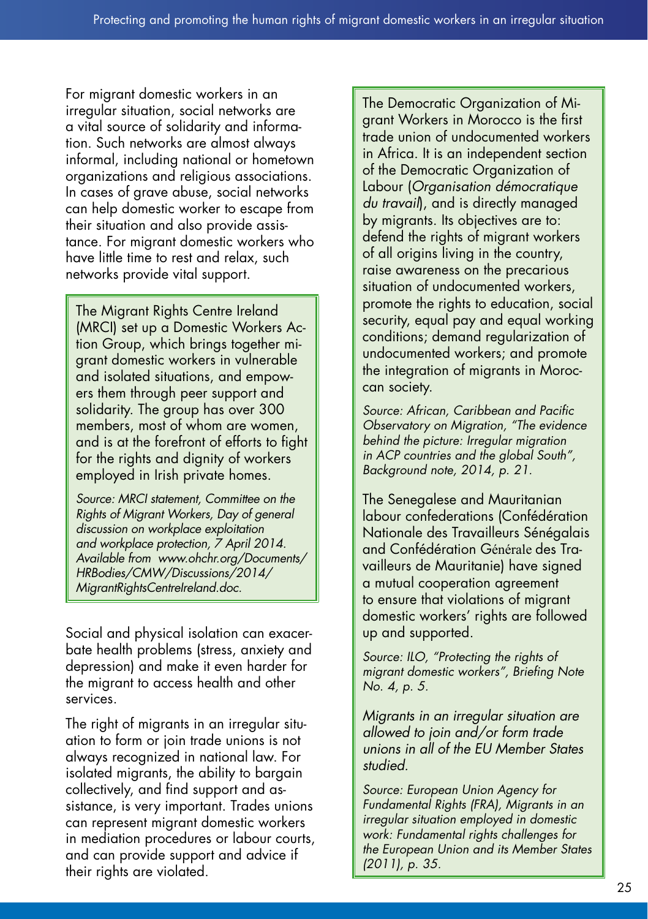For migrant domestic workers in an irregular situation, social networks are a vital source of solidarity and information. Such networks are almost always informal, including national or hometown organizations and religious associations. In cases of grave abuse, social networks can help domestic worker to escape from their situation and also provide assistance. For migrant domestic workers who have little time to rest and relax, such networks provide vital support.

> The Migrant Rights Centre Ireland (MRCI) set up a Domestic Workers Action Group, which brings together migrant domestic workers in vulnerable and isolated situations, and empowers them through peer support and solidarity. The group has over 300 members, most of whom are women, and is at the forefront of efforts to fight for the rights and dignity of workers employed in Irish private homes.
>
> *Source: MRCI statement, Committee on the Rights of Migrant Workers, Day of general discussion on workplace exploitation and workplace protection, 7 April 2014. Available from www.ohchr.org/Documents/HRBodies/CMW/Discussions/2014/MigrantRightsCentreIreland.doc.*

Social and physical isolation can exacerbate health problems (stress, anxiety and depression) and make it even harder for the migrant to access health and other services.

The right of migrants in an irregular situation to form or join trade unions is not always recognized in national law. For isolated migrants, the ability to bargain collectively, and find support and assistance, is very important. Trades unions can represent migrant domestic workers in mediation procedures or labour courts, and can provide support and advice if their rights are violated.

> The Democratic Organization of Migrant Workers in Morocco is the first trade union of undocumented workers in Africa. It is an independent section of the Democratic Organization of Labour (*Organisation démocratique du travail*), and is directly managed by migrants. Its objectives are to: defend the rights of migrant workers of all origins living in the country, raise awareness on the precarious situation of undocumented workers, promote the rights to education, social security, equal pay and equal working conditions; demand regularization of undocumented workers; and promote the integration of migrants in Moroccan society.
>
> *Source: African, Caribbean and Pacific Observatory on Migration, "The evidence behind the picture: Irregular migration in ACP countries and the global South", Background note, 2014, p. 21.*
>
> The Senegalese and Mauritanian labour confederations (Confédération Nationale des Travailleurs Sénégalais and Confédération Générale des Travailleurs de Mauritanie) have signed a mutual cooperation agreement to ensure that violations of migrant domestic workers' rights are followed up and supported.
>
> *Source: ILO, "Protecting the rights of migrant domestic workers", Briefing Note No. 4, p. 5.*
>
> *Migrants in an irregular situation are allowed to join and/or form trade unions in all of the EU Member States studied.*
>
> *Source: European Union Agency for Fundamental Rights (FRA), Migrants in an irregular situation employed in domestic work: Fundamental rights challenges for the European Union and its Member States (2011), p. 35.*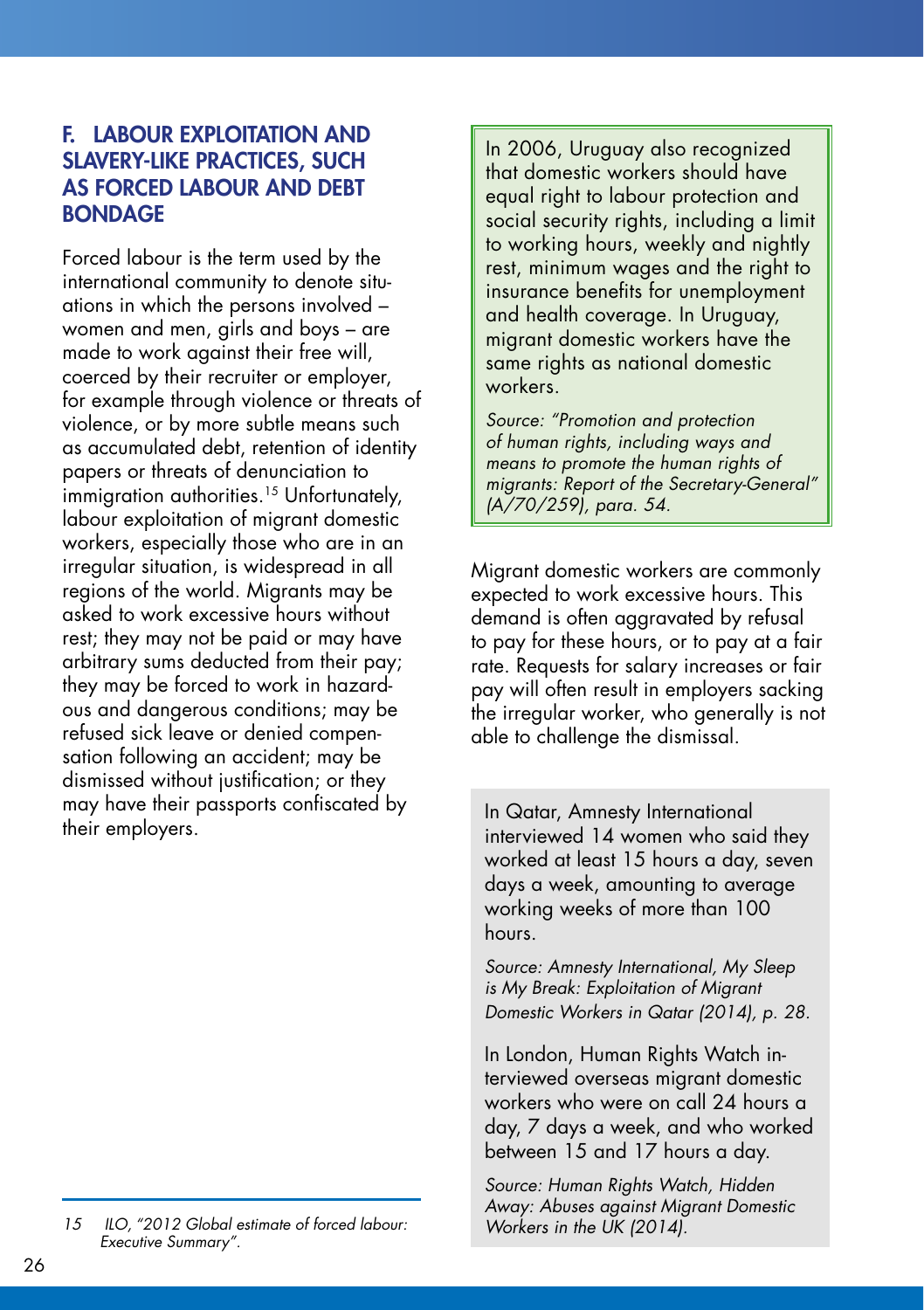## F. LABOUR EXPLOITATION AND SLAVERY-LIKE PRACTICES, SUCH AS FORCED LABOUR AND DEBT BONDAGE

Forced labour is the term used by the international community to denote situations in which the persons involved – women and men, girls and boys – are made to work against their free will, coerced by their recruiter or employer, for example through violence or threats of violence, or by more subtle means such as accumulated debt, retention of identity papers or threats of denunciation to immigration authorities.[15] Unfortunately, labour exploitation of migrant domestic workers, especially those who are in an irregular situation, is widespread in all regions of the world. Migrants may be asked to work excessive hours without rest; they may not be paid or may have arbitrary sums deducted from their pay; they may be forced to work in hazardous and dangerous conditions; may be refused sick leave or denied compensation following an accident; may be dismissed without justification; or they may have their passports confiscated by their employers.

> In 2006, Uruguay also recognized that domestic workers should have equal right to labour protection and social security rights, including a limit to working hours, weekly and nightly rest, minimum wages and the right to insurance benefits for unemployment and health coverage. In Uruguay, migrant domestic workers have the same rights as national domestic workers.
>
> *Source: "Promotion and protection of human rights, including ways and means to promote the human rights of migrants: Report of the Secretary-General" (A/70/259), para. 54.*

Migrant domestic workers are commonly expected to work excessive hours. This demand is often aggravated by refusal to pay for these hours, or to pay at a fair rate. Requests for salary increases or fair pay will often result in employers sacking the irregular worker, who generally is not able to challenge the dismissal.

> In Qatar, Amnesty International interviewed 14 women who said they worked at least 15 hours a day, seven days a week, amounting to average working weeks of more than 100 hours.
>
> *Source: Amnesty International, My Sleep is My Break: Exploitation of Migrant Domestic Workers in Qatar (2014), p. 28.*
>
> In London, Human Rights Watch interviewed overseas migrant domestic workers who were on call 24 hours a day, 7 days a week, and who worked between 15 and 17 hours a day.
>
> *Source: Human Rights Watch, Hidden Away: Abuses against Migrant Domestic Workers in the UK (2014).*

---

15 ILO, "2012 Global estimate of forced labour: Executive Summary".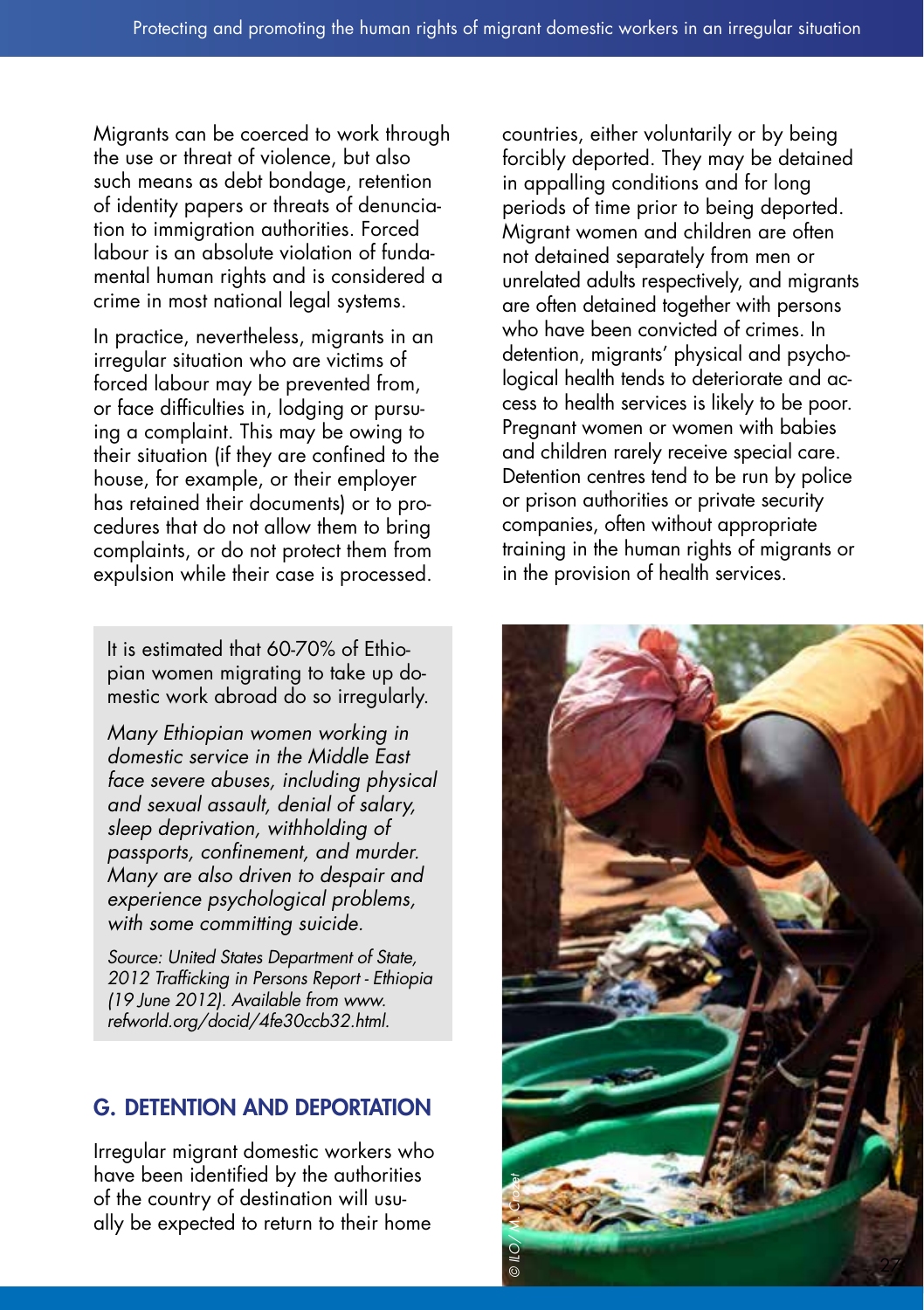Migrants can be coerced to work through the use or threat of violence, but also such means as debt bondage, retention of identity papers or threats of denunciation to immigration authorities. Forced labour is an absolute violation of fundamental human rights and is considered a crime in most national legal systems.

In practice, nevertheless, migrants in an irregular situation who are victims of forced labour may be prevented from, or face difficulties in, lodging or pursuing a complaint. This may be owing to their situation (if they are confined to the house, for example, or their employer has retained their documents) or to procedures that do not allow them to bring complaints, or do not protect them from expulsion while their case is processed.

> It is estimated that 60-70% of Ethiopian women migrating to take up domestic work abroad do so irregularly.
>
> *Many Ethiopian women working in domestic service in the Middle East face severe abuses, including physical and sexual assault, denial of salary, sleep deprivation, withholding of passports, confinement, and murder. Many are also driven to despair and experience psychological problems, with some committing suicide.*
>
> *Source: United States Department of State, 2012 Trafficking in Persons Report - Ethiopia (19 June 2012). Available from www.refworld.org/docid/4fe30ccb32.html.*

## G. DETENTION AND DEPORTATION

Irregular migrant domestic workers who have been identified by the authorities of the country of destination will usually be expected to return to their home countries, either voluntarily or by being forcibly deported. They may be detained in appalling conditions and for long periods of time prior to being deported. Migrant women and children are often not detained separately from men or unrelated adults respectively, and migrants are often detained together with persons who have been convicted of crimes. In detention, migrants' physical and psychological health tends to deteriorate and access to health services is likely to be poor. Pregnant women or women with babies and children rarely receive special care. Detention centres tend to be run by police or prison authorities or private security companies, often without appropriate training in the human rights of migrants or in the provision of health services.

© ILO/M. Crozet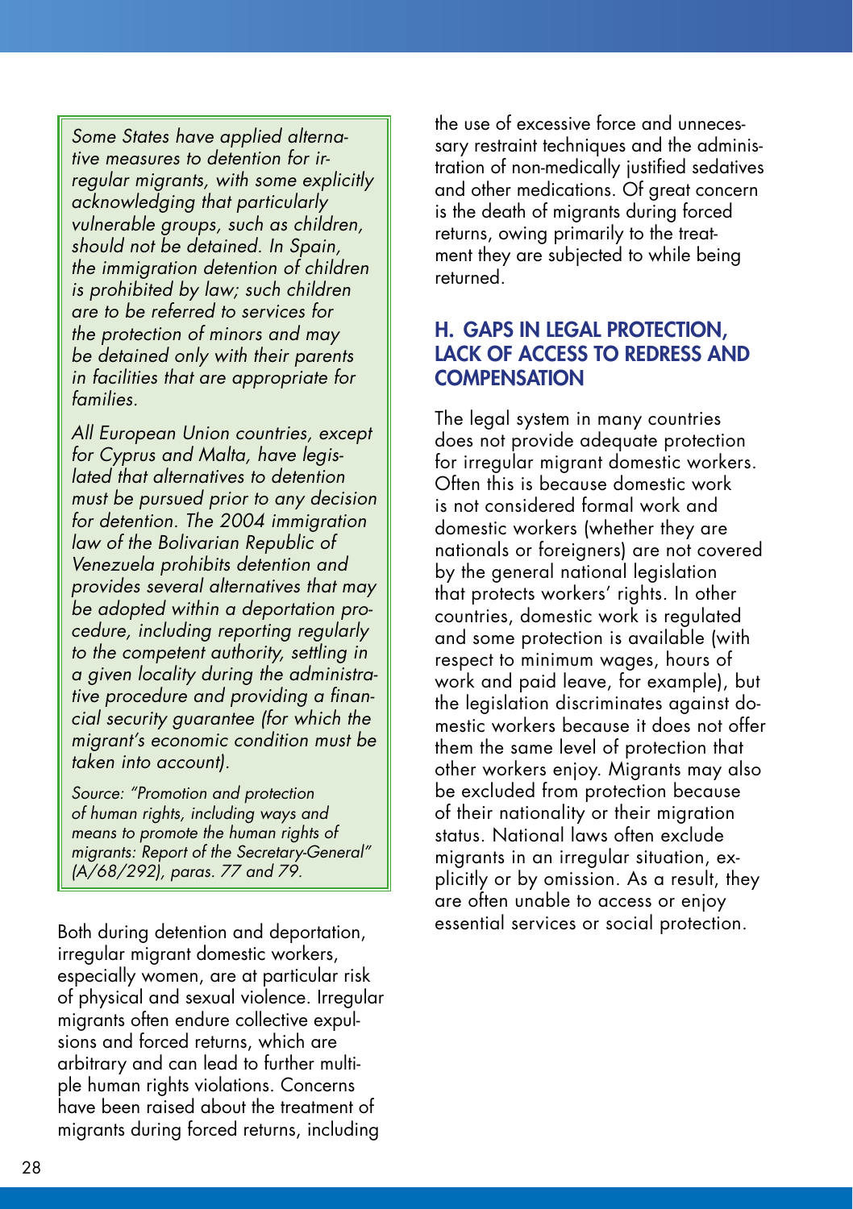*Some States have applied alternative measures to detention for irregular migrants, with some explicitly acknowledging that particularly vulnerable groups, such as children, should not be detained. In Spain, the immigration detention of children is prohibited by law; such children are to be referred to services for the protection of minors and may be detained only with their parents in facilities that are appropriate for families.*

*All European Union countries, except for Cyprus and Malta, have legislated that alternatives to detention must be pursued prior to any decision for detention. The 2004 immigration law of the Bolivarian Republic of Venezuela prohibits detention and provides several alternatives that may be adopted within a deportation procedure, including reporting regularly to the competent authority, settling in a given locality during the administrative procedure and providing a financial security guarantee (for which the migrant's economic condition must be taken into account).*

*Source: "Promotion and protection of human rights, including ways and means to promote the human rights of migrants: Report of the Secretary-General" (A/68/292), paras. 77 and 79.*

Both during detention and deportation, irregular migrant domestic workers, especially women, are at particular risk of physical and sexual violence. Irregular migrants often endure collective expulsions and forced returns, which are arbitrary and can lead to further multiple human rights violations. Concerns have been raised about the treatment of migrants during forced returns, including the use of excessive force and unnecessary restraint techniques and the administration of non-medically justified sedatives and other medications. Of great concern is the death of migrants during forced returns, owing primarily to the treatment they are subjected to while being returned.

## H. GAPS IN LEGAL PROTECTION, LACK OF ACCESS TO REDRESS AND COMPENSATION

The legal system in many countries does not provide adequate protection for irregular migrant domestic workers. Often this is because domestic work is not considered formal work and domestic workers (whether they are nationals or foreigners) are not covered by the general national legislation that protects workers' rights. In other countries, domestic work is regulated and some protection is available (with respect to minimum wages, hours of work and paid leave, for example), but the legislation discriminates against domestic workers because it does not offer them the same level of protection that other workers enjoy. Migrants may also be excluded from protection because of their nationality or their migration status. National laws often exclude migrants in an irregular situation, explicitly or by omission. As a result, they are often unable to access or enjoy essential services or social protection.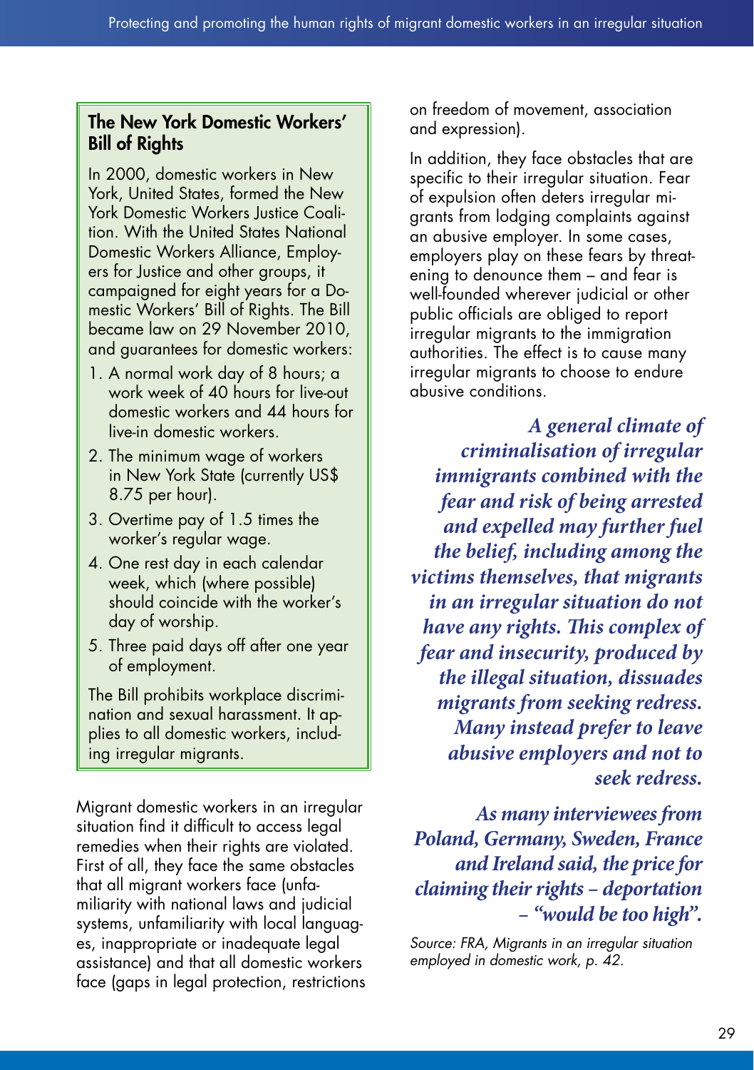### The New York Domestic Workers' Bill of Rights

In 2000, domestic workers in New York, United States, formed the New York Domestic Workers Justice Coalition. With the United States National Domestic Workers Alliance, Employers for Justice and other groups, it campaigned for eight years for a Domestic Workers' Bill of Rights. The Bill became law on 29 November 2010, and guarantees for domestic workers:

1. A normal work day of 8 hours; a work week of 40 hours for live-out domestic workers and 44 hours for live-in domestic workers.
2. The minimum wage of workers in New York State (currently US$ 8.75 per hour).
3. Overtime pay of 1.5 times the worker's regular wage.
4. One rest day in each calendar week, which (where possible) should coincide with the worker's day of worship.
5. Three paid days off after one year of employment.

The Bill prohibits workplace discrimination and sexual harassment. It applies to all domestic workers, including irregular migrants.

Migrant domestic workers in an irregular situation find it difficult to access legal remedies when their rights are violated. First of all, they face the same obstacles that all migrant workers face (unfamiliarity with national laws and judicial systems, unfamiliarity with local languages, inappropriate or inadequate legal assistance) and that all domestic workers face (gaps in legal protection, restrictions on freedom of movement, association and expression).

In addition, they face obstacles that are specific to their irregular situation. Fear of expulsion often deters irregular migrants from lodging complaints against an abusive employer. In some cases, employers play on these fears by threatening to denounce them – and fear is well-founded wherever judicial or other public officials are obliged to report irregular migrants to the immigration authorities. The effect is to cause many irregular migrants to choose to endure abusive conditions.

***A general climate of criminalisation of irregular immigrants combined with the fear and risk of being arrested and expelled may further fuel the belief, including among the victims themselves, that migrants in an irregular situation do not have any rights. This complex of fear and insecurity, produced by the illegal situation, dissuades migrants from seeking redress. Many instead prefer to leave abusive employers and not to seek redress.***

***As many interviewees from Poland, Germany, Sweden, France and Ireland said, the price for claiming their rights – deportation – "would be too high".***

*Source: FRA, Migrants in an irregular situation employed in domestic work, p. 42.*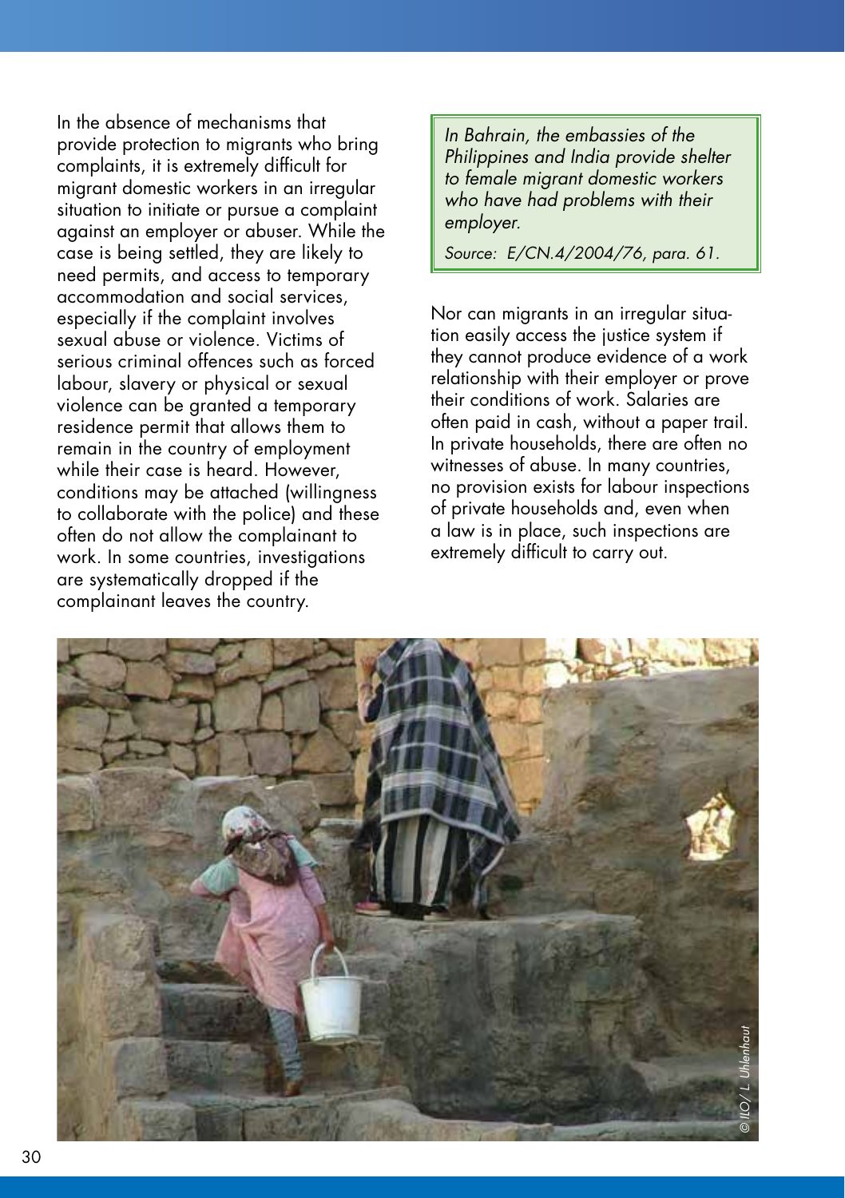In the absence of mechanisms that provide protection to migrants who bring complaints, it is extremely difficult for migrant domestic workers in an irregular situation to initiate or pursue a complaint against an employer or abuser. While the case is being settled, they are likely to need permits, and access to temporary accommodation and social services, especially if the complaint involves sexual abuse or violence. Victims of serious criminal offences such as forced labour, slavery or physical or sexual violence can be granted a temporary residence permit that allows them to remain in the country of employment while their case is heard. However, conditions may be attached (willingness to collaborate with the police) and these often do not allow the complainant to work. In some countries, investigations are systematically dropped if the complainant leaves the country.

> *In Bahrain, the embassies of the Philippines and India provide shelter to female migrant domestic workers who have had problems with their employer.*
>
> *Source: E/CN.4/2004/76, para. 61.*

Nor can migrants in an irregular situation easily access the justice system if they cannot produce evidence of a work relationship with their employer or prove their conditions of work. Salaries are often paid in cash, without a paper trail. In private households, there are often no witnesses of abuse. In many countries, no provision exists for labour inspections of private households and, even when a law is in place, such inspections are extremely difficult to carry out.

© ILO/ L. Uhlenhaut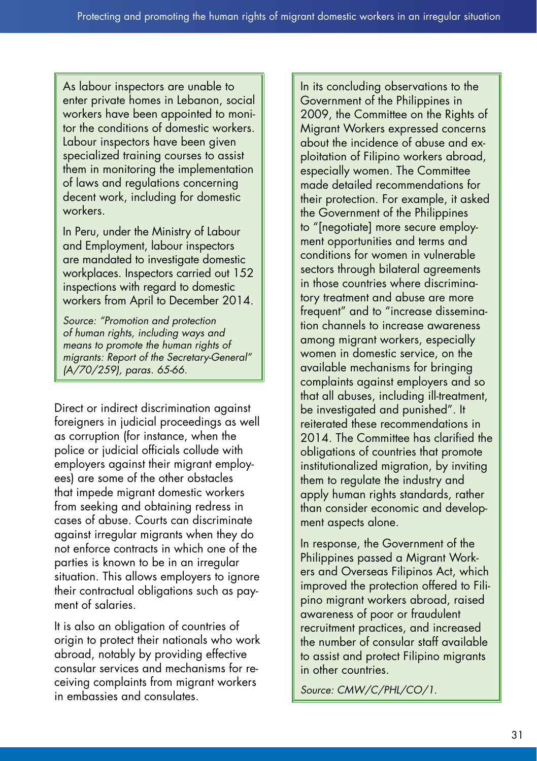As labour inspectors are unable to enter private homes in Lebanon, social workers have been appointed to monitor the conditions of domestic workers. Labour inspectors have been given specialized training courses to assist them in monitoring the implementation of laws and regulations concerning decent work, including for domestic workers.

In Peru, under the Ministry of Labour and Employment, labour inspectors are mandated to investigate domestic workplaces. Inspectors carried out 152 inspections with regard to domestic workers from April to December 2014.

*Source: "Promotion and protection of human rights, including ways and means to promote the human rights of migrants: Report of the Secretary-General" (A/70/259), paras. 65-66.*

Direct or indirect discrimination against foreigners in judicial proceedings as well as corruption (for instance, when the police or judicial officials collude with employers against their migrant employees) are some of the other obstacles that impede migrant domestic workers from seeking and obtaining redress in cases of abuse. Courts can discriminate against irregular migrants when they do not enforce contracts in which one of the parties is known to be in an irregular situation. This allows employers to ignore their contractual obligations such as payment of salaries.

It is also an obligation of countries of origin to protect their nationals who work abroad, notably by providing effective consular services and mechanisms for receiving complaints from migrant workers in embassies and consulates.

In its concluding observations to the Government of the Philippines in 2009, the Committee on the Rights of Migrant Workers expressed concerns about the incidence of abuse and exploitation of Filipino workers abroad, especially women. The Committee made detailed recommendations for their protection. For example, it asked the Government of the Philippines to "[negotiate] more secure employment opportunities and terms and conditions for women in vulnerable sectors through bilateral agreements in those countries where discriminatory treatment and abuse are more frequent" and to "increase dissemination channels to increase awareness among migrant workers, especially women in domestic service, on the available mechanisms for bringing complaints against employers and so that all abuses, including ill-treatment, be investigated and punished". It reiterated these recommendations in 2014. The Committee has clarified the obligations of countries that promote institutionalized migration, by inviting them to regulate the industry and apply human rights standards, rather than consider economic and development aspects alone.

In response, the Government of the Philippines passed a Migrant Workers and Overseas Filipinos Act, which improved the protection offered to Filipino migrant workers abroad, raised awareness of poor or fraudulent recruitment practices, and increased the number of consular staff available to assist and protect Filipino migrants in other countries.

*Source: CMW/C/PHL/CO/1.*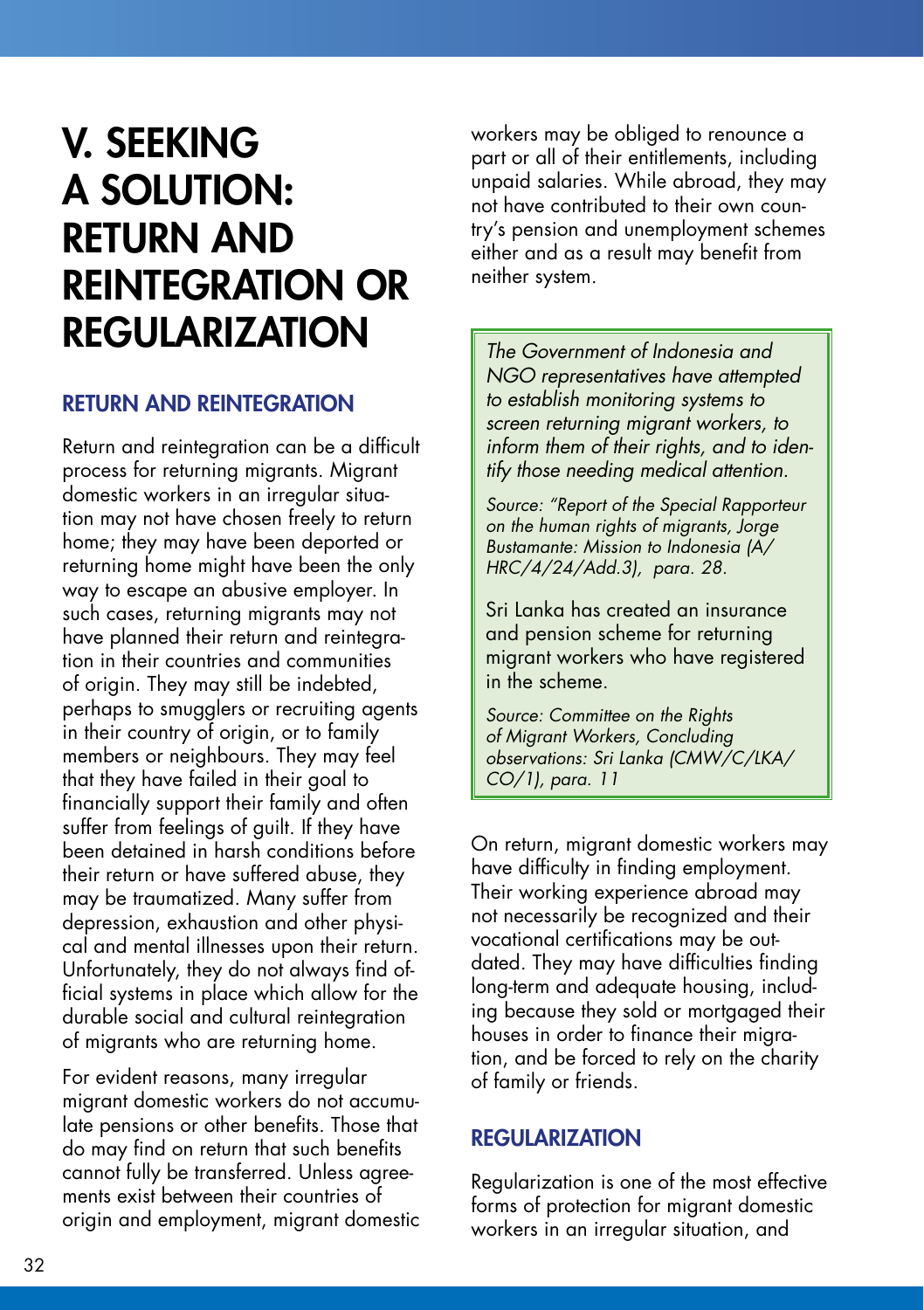# V. SEEKING A SOLUTION: RETURN AND REINTEGRATION OR REGULARIZATION

## RETURN AND REINTEGRATION

Return and reintegration can be a difficult process for returning migrants. Migrant domestic workers in an irregular situation may not have chosen freely to return home; they may have been deported or returning home might have been the only way to escape an abusive employer. In such cases, returning migrants may not have planned their return and reintegration in their countries and communities of origin. They may still be indebted, perhaps to smugglers or recruiting agents in their country of origin, or to family members or neighbours. They may feel that they have failed in their goal to financially support their family and often suffer from feelings of guilt. If they have been detained in harsh conditions before their return or have suffered abuse, they may be traumatized. Many suffer from depression, exhaustion and other physical and mental illnesses upon their return. Unfortunately, they do not always find official systems in place which allow for the durable social and cultural reintegration of migrants who are returning home.

For evident reasons, many irregular migrant domestic workers do not accumulate pensions or other benefits. Those that do may find on return that such benefits cannot fully be transferred. Unless agreements exist between their countries of origin and employment, migrant domestic workers may be obliged to renounce a part or all of their entitlements, including unpaid salaries. While abroad, they may not have contributed to their own country's pension and unemployment schemes either and as a result may benefit from neither system.

> *The Government of Indonesia and NGO representatives have attempted to establish monitoring systems to screen returning migrant workers, to inform them of their rights, and to identify those needing medical attention.*
>
> *Source: "Report of the Special Rapporteur on the human rights of migrants, Jorge Bustamante: Mission to Indonesia (A/HRC/4/24/Add.3), para. 28.*
>
> Sri Lanka has created an insurance and pension scheme for returning migrant workers who have registered in the scheme.
>
> *Source: Committee on the Rights of Migrant Workers, Concluding observations: Sri Lanka (CMW/C/LKA/CO/1), para. 11*

On return, migrant domestic workers may have difficulty in finding employment. Their working experience abroad may not necessarily be recognized and their vocational certifications may be outdated. They may have difficulties finding long-term and adequate housing, including because they sold or mortgaged their houses in order to finance their migration, and be forced to rely on the charity of family or friends.

## REGULARIZATION

Regularization is one of the most effective forms of protection for migrant domestic workers in an irregular situation, and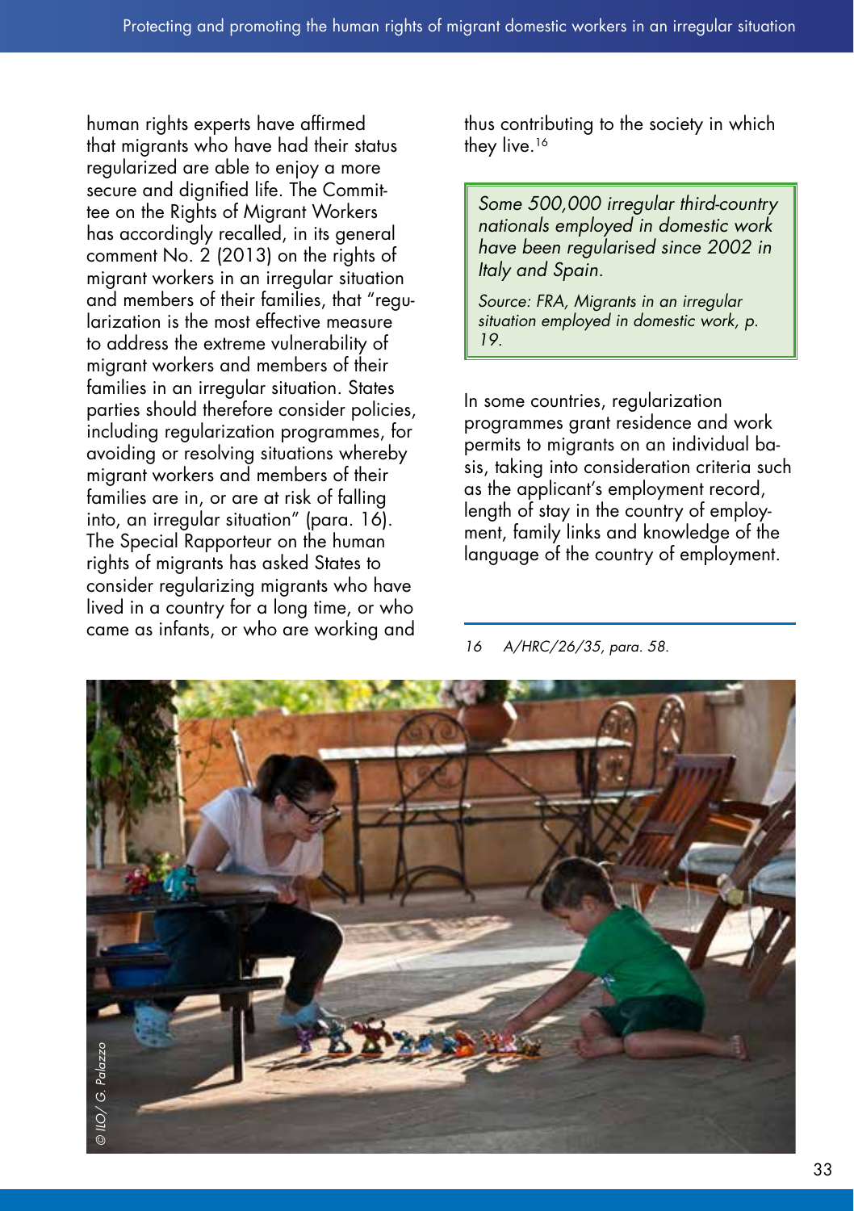human rights experts have affirmed that migrants who have had their status regularized are able to enjoy a more secure and dignified life. The Committee on the Rights of Migrant Workers has accordingly recalled, in its general comment No. 2 (2013) on the rights of migrant workers in an irregular situation and members of their families, that "regularization is the most effective measure to address the extreme vulnerability of migrant workers and members of their families in an irregular situation. States parties should therefore consider policies, including regularization programmes, for avoiding or resolving situations whereby migrant workers and members of their families are in, or are at risk of falling into, an irregular situation" (para. 16). The Special Rapporteur on the human rights of migrants has asked States to consider regularizing migrants who have lived in a country for a long time, or who came as infants, or who are working and thus contributing to the society in which they live.[16]

> *Some 500,000 irregular third-country nationals employed in domestic work have been regularised since 2002 in Italy and Spain.*
>
> *Source: FRA, Migrants in an irregular situation employed in domestic work, p. 19.*

In some countries, regularization programmes grant residence and work permits to migrants on an individual basis, taking into consideration criteria such as the applicant's employment record, length of stay in the country of employment, family links and knowledge of the language of the country of employment.

*16 A/HRC/26/35, para. 58.*

© ILO/ G. Palazzo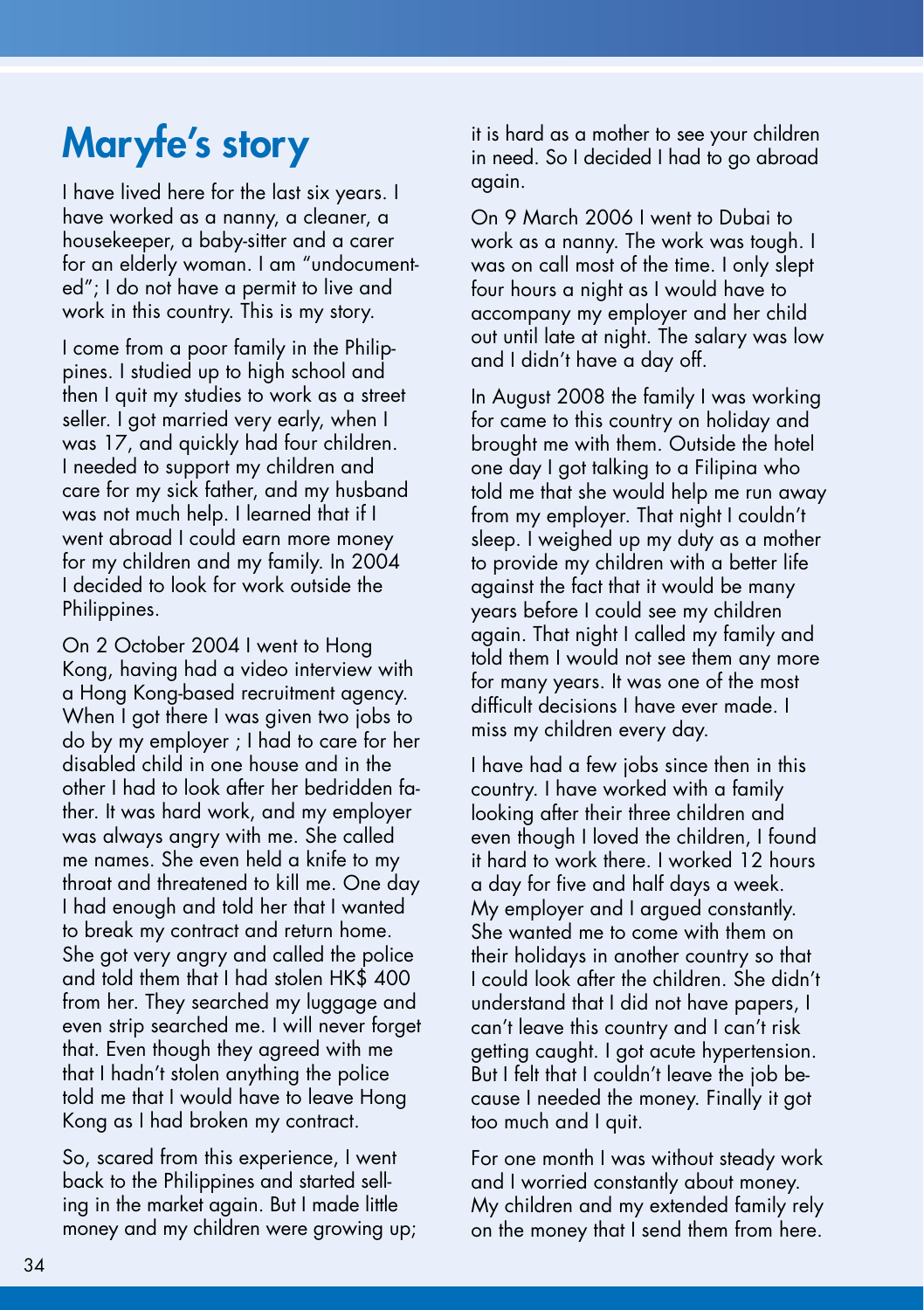# Maryfe's story

I have lived here for the last six years. I have worked as a nanny, a cleaner, a housekeeper, a baby-sitter and a carer for an elderly woman. I am "undocumented"; I do not have a permit to live and work in this country. This is my story.

I come from a poor family in the Philippines. I studied up to high school and then I quit my studies to work as a street seller. I got married very early, when I was 17, and quickly had four children. I needed to support my children and care for my sick father, and my husband was not much help. I learned that if I went abroad I could earn more money for my children and my family. In 2004 I decided to look for work outside the Philippines.

On 2 October 2004 I went to Hong Kong, having had a video interview with a Hong Kong-based recruitment agency. When I got there I was given two jobs to do by my employer ; I had to care for her disabled child in one house and in the other I had to look after her bedridden father. It was hard work, and my employer was always angry with me. She called me names. She even held a knife to my throat and threatened to kill me. One day I had enough and told her that I wanted to break my contract and return home. She got very angry and called the police and told them that I had stolen HK$ 400 from her. They searched my luggage and even strip searched me. I will never forget that. Even though they agreed with me that I hadn't stolen anything the police told me that I would have to leave Hong Kong as I had broken my contract.

So, scared from this experience, I went back to the Philippines and started selling in the market again. But I made little money and my children were growing up; it is hard as a mother to see your children in need. So I decided I had to go abroad again.

On 9 March 2006 I went to Dubai to work as a nanny. The work was tough. I was on call most of the time. I only slept four hours a night as I would have to accompany my employer and her child out until late at night. The salary was low and I didn't have a day off.

In August 2008 the family I was working for came to this country on holiday and brought me with them. Outside the hotel one day I got talking to a Filipina who told me that she would help me run away from my employer. That night I couldn't sleep. I weighed up my duty as a mother to provide my children with a better life against the fact that it would be many years before I could see my children again. That night I called my family and told them I would not see them any more for many years. It was one of the most difficult decisions I have ever made. I miss my children every day.

I have had a few jobs since then in this country. I have worked with a family looking after their three children and even though I loved the children, I found it hard to work there. I worked 12 hours a day for five and half days a week. My employer and I argued constantly. She wanted me to come with them on their holidays in another country so that I could look after the children. She didn't understand that I did not have papers, I can't leave this country and I can't risk getting caught. I got acute hypertension. But I felt that I couldn't leave the job because I needed the money. Finally it got too much and I quit.

For one month I was without steady work and I worried constantly about money. My children and my extended family rely on the money that I send them from here.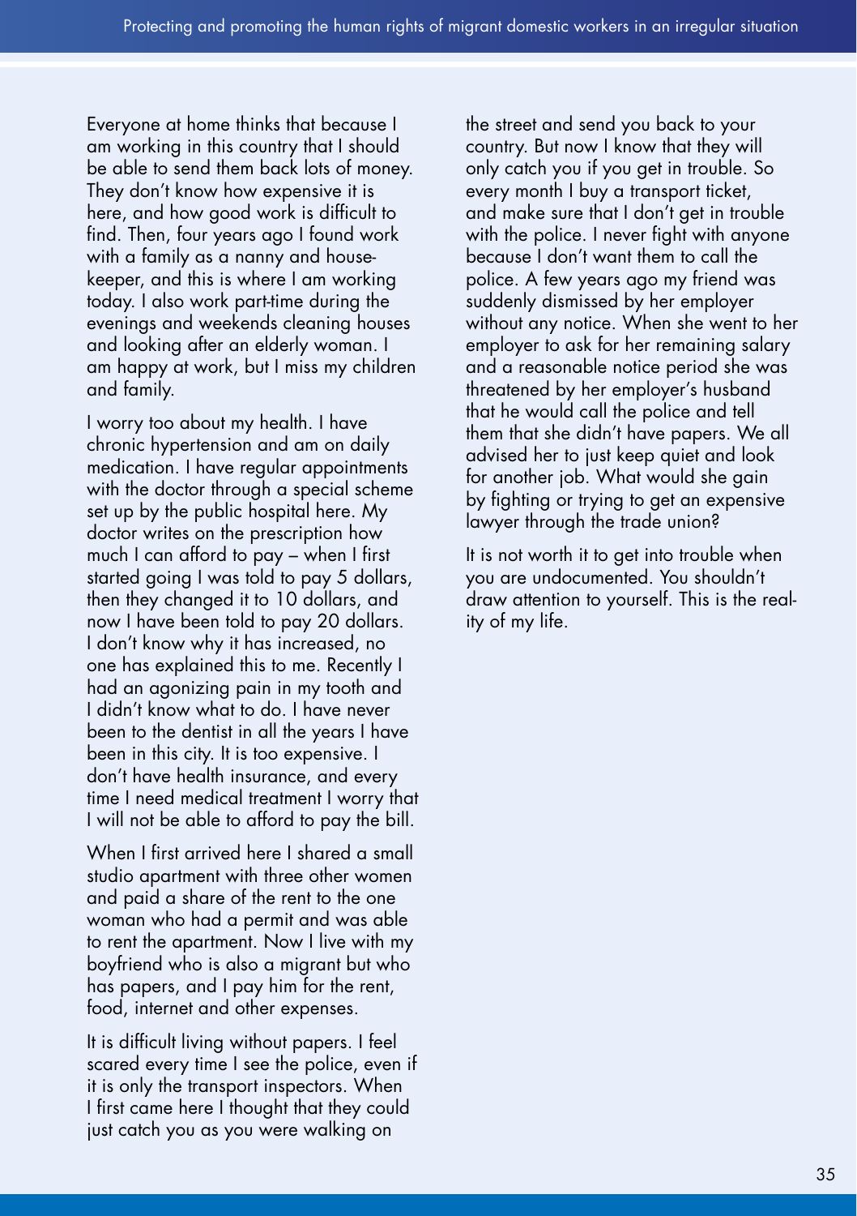Everyone at home thinks that because I am working in this country that I should be able to send them back lots of money. They don't know how expensive it is here, and how good work is difficult to find. Then, four years ago I found work with a family as a nanny and housekeeper, and this is where I am working today. I also work part-time during the evenings and weekends cleaning houses and looking after an elderly woman. I am happy at work, but I miss my children and family.

I worry too about my health. I have chronic hypertension and am on daily medication. I have regular appointments with the doctor through a special scheme set up by the public hospital here. My doctor writes on the prescription how much I can afford to pay – when I first started going I was told to pay 5 dollars, then they changed it to 10 dollars, and now I have been told to pay 20 dollars. I don't know why it has increased, no one has explained this to me. Recently I had an agonizing pain in my tooth and I didn't know what to do. I have never been to the dentist in all the years I have been in this city. It is too expensive. I don't have health insurance, and every time I need medical treatment I worry that I will not be able to afford to pay the bill.

When I first arrived here I shared a small studio apartment with three other women and paid a share of the rent to the one woman who had a permit and was able to rent the apartment. Now I live with my boyfriend who is also a migrant but who has papers, and I pay him for the rent, food, internet and other expenses.

It is difficult living without papers. I feel scared every time I see the police, even if it is only the transport inspectors. When I first came here I thought that they could just catch you as you were walking on the street and send you back to your country. But now I know that they will only catch you if you get in trouble. So every month I buy a transport ticket, and make sure that I don't get in trouble with the police. I never fight with anyone because I don't want them to call the police. A few years ago my friend was suddenly dismissed by her employer without any notice. When she went to her employer to ask for her remaining salary and a reasonable notice period she was threatened by her employer's husband that he would call the police and tell them that she didn't have papers. We all advised her to just keep quiet and look for another job. What would she gain by fighting or trying to get an expensive lawyer through the trade union?

It is not worth it to get into trouble when you are undocumented. You shouldn't draw attention to yourself. This is the reality of my life.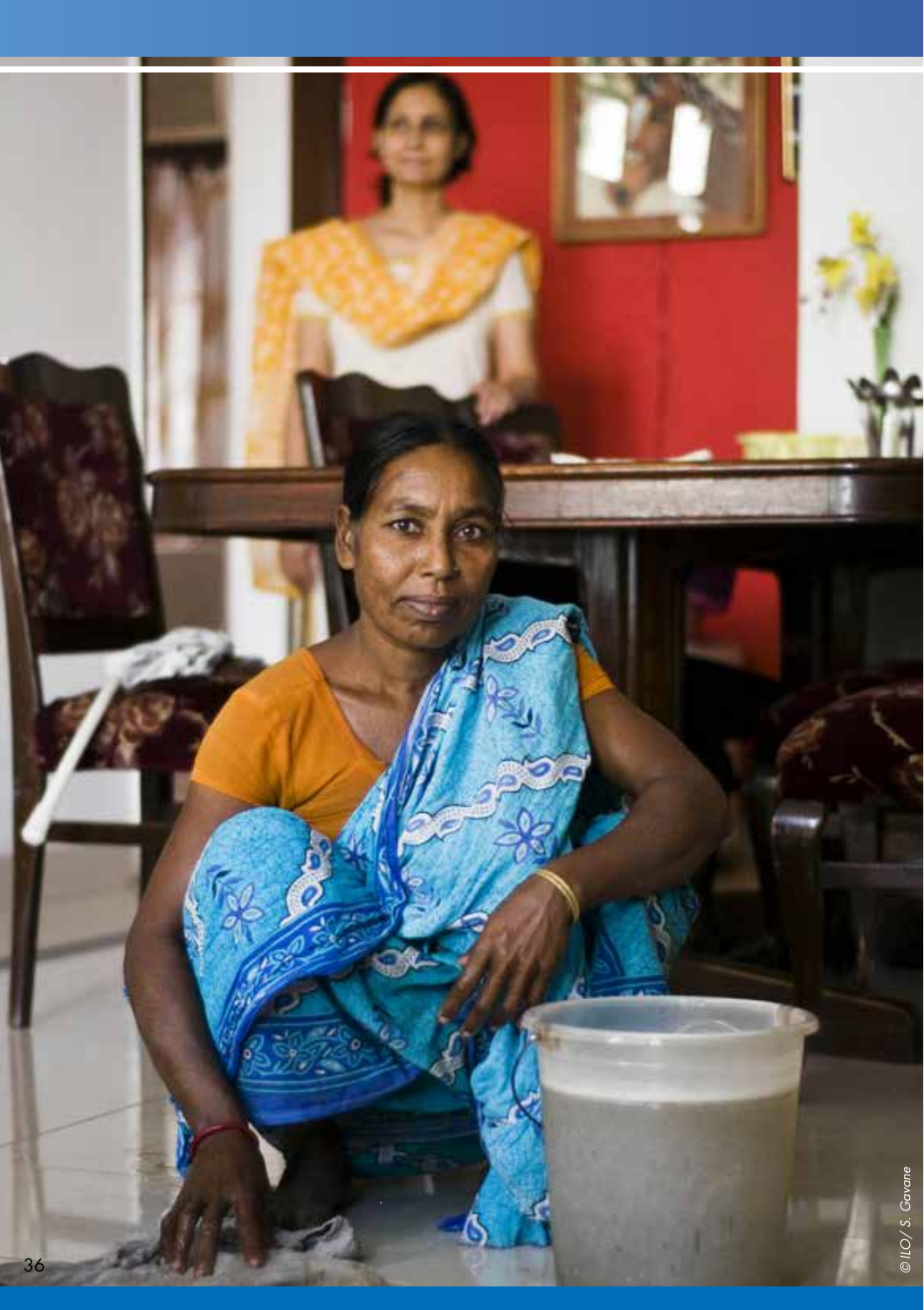© ILO / S. Gavane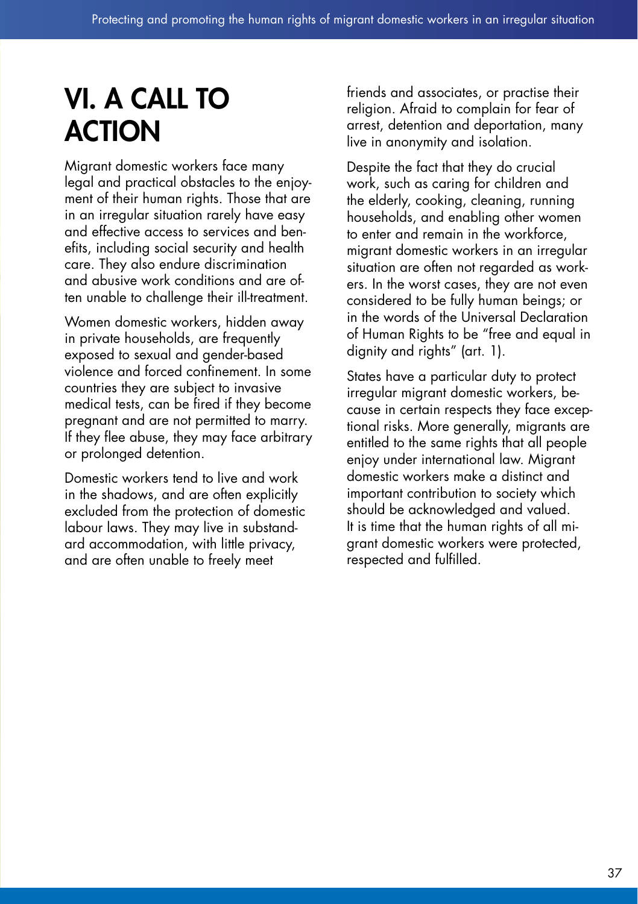# VI. A CALL TO ACTION

Migrant domestic workers face many legal and practical obstacles to the enjoyment of their human rights. Those that are in an irregular situation rarely have easy and effective access to services and benefits, including social security and health care. They also endure discrimination and abusive work conditions and are often unable to challenge their ill-treatment.

Women domestic workers, hidden away in private households, are frequently exposed to sexual and gender-based violence and forced confinement. In some countries they are subject to invasive medical tests, can be fired if they become pregnant and are not permitted to marry. If they flee abuse, they may face arbitrary or prolonged detention.

Domestic workers tend to live and work in the shadows, and are often explicitly excluded from the protection of domestic labour laws. They may live in substandard accommodation, with little privacy, and are often unable to freely meet friends and associates, or practise their religion. Afraid to complain for fear of arrest, detention and deportation, many live in anonymity and isolation.

Despite the fact that they do crucial work, such as caring for children and the elderly, cooking, cleaning, running households, and enabling other women to enter and remain in the workforce, migrant domestic workers in an irregular situation are often not regarded as workers. In the worst cases, they are not even considered to be fully human beings; or in the words of the Universal Declaration of Human Rights to be "free and equal in dignity and rights" (art. 1).

States have a particular duty to protect irregular migrant domestic workers, because in certain respects they face exceptional risks. More generally, migrants are entitled to the same rights that all people enjoy under international law. Migrant domestic workers make a distinct and important contribution to society which should be acknowledged and valued. It is time that the human rights of all migrant domestic workers were protected, respected and fulfilled.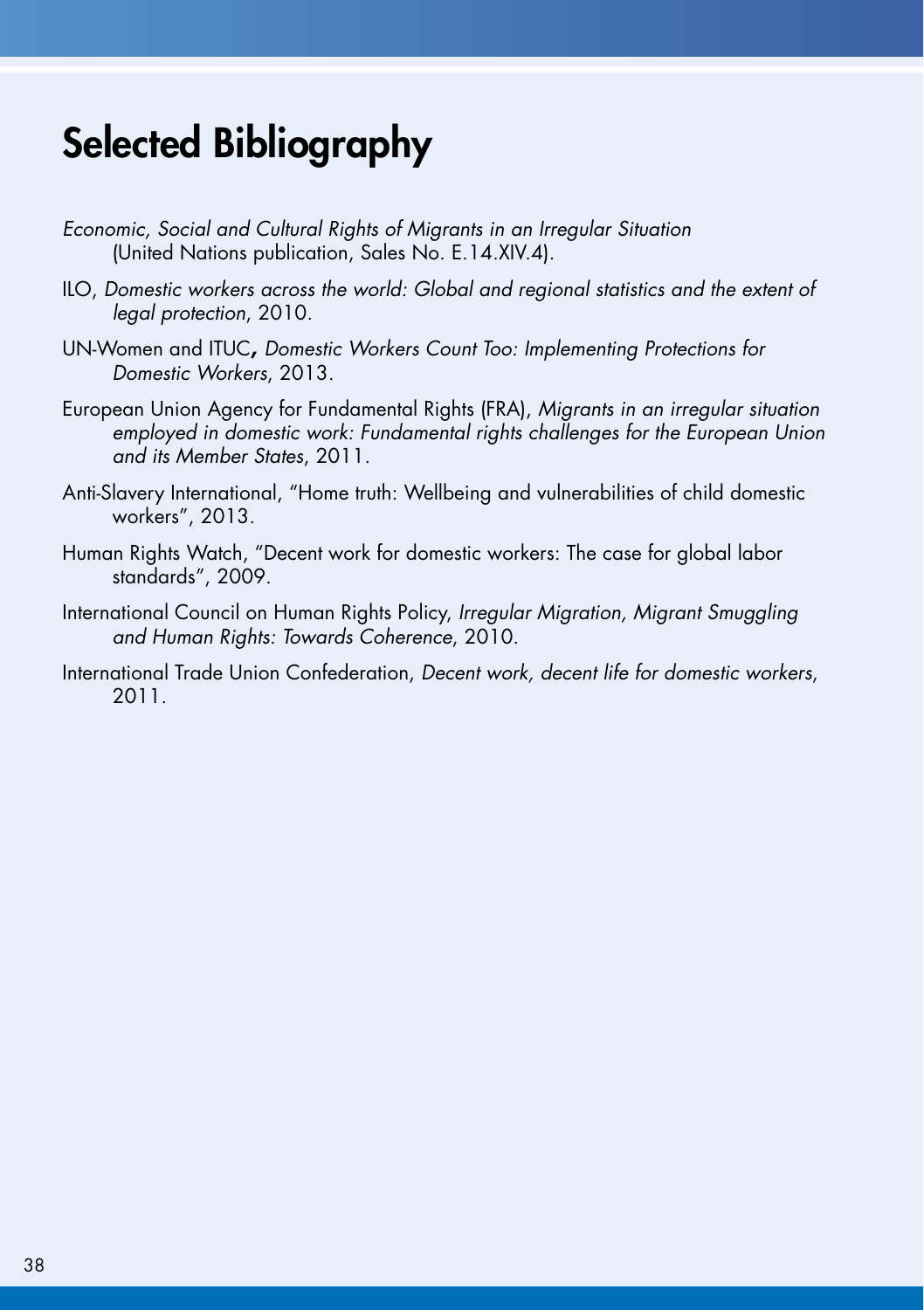# Selected Bibliography

*Economic, Social and Cultural Rights of Migrants in an Irregular Situation* (United Nations publication, Sales No. E.14.XIV.4).

ILO, *Domestic workers across the world: Global and regional statistics and the extent of legal protection*, 2010.

UN-Women and ITUC**,** *Domestic Workers Count Too: Implementing Protections for Domestic Workers*, 2013.

European Union Agency for Fundamental Rights (FRA), *Migrants in an irregular situation employed in domestic work: Fundamental rights challenges for the European Union and its Member States*, 2011.

Anti-Slavery International, "Home truth: Wellbeing and vulnerabilities of child domestic workers", 2013.

Human Rights Watch, "Decent work for domestic workers: The case for global labor standards", 2009.

International Council on Human Rights Policy, *Irregular Migration, Migrant Smuggling and Human Rights: Towards Coherence*, 2010.

International Trade Union Confederation, *Decent work, decent life for domestic workers*, 2011.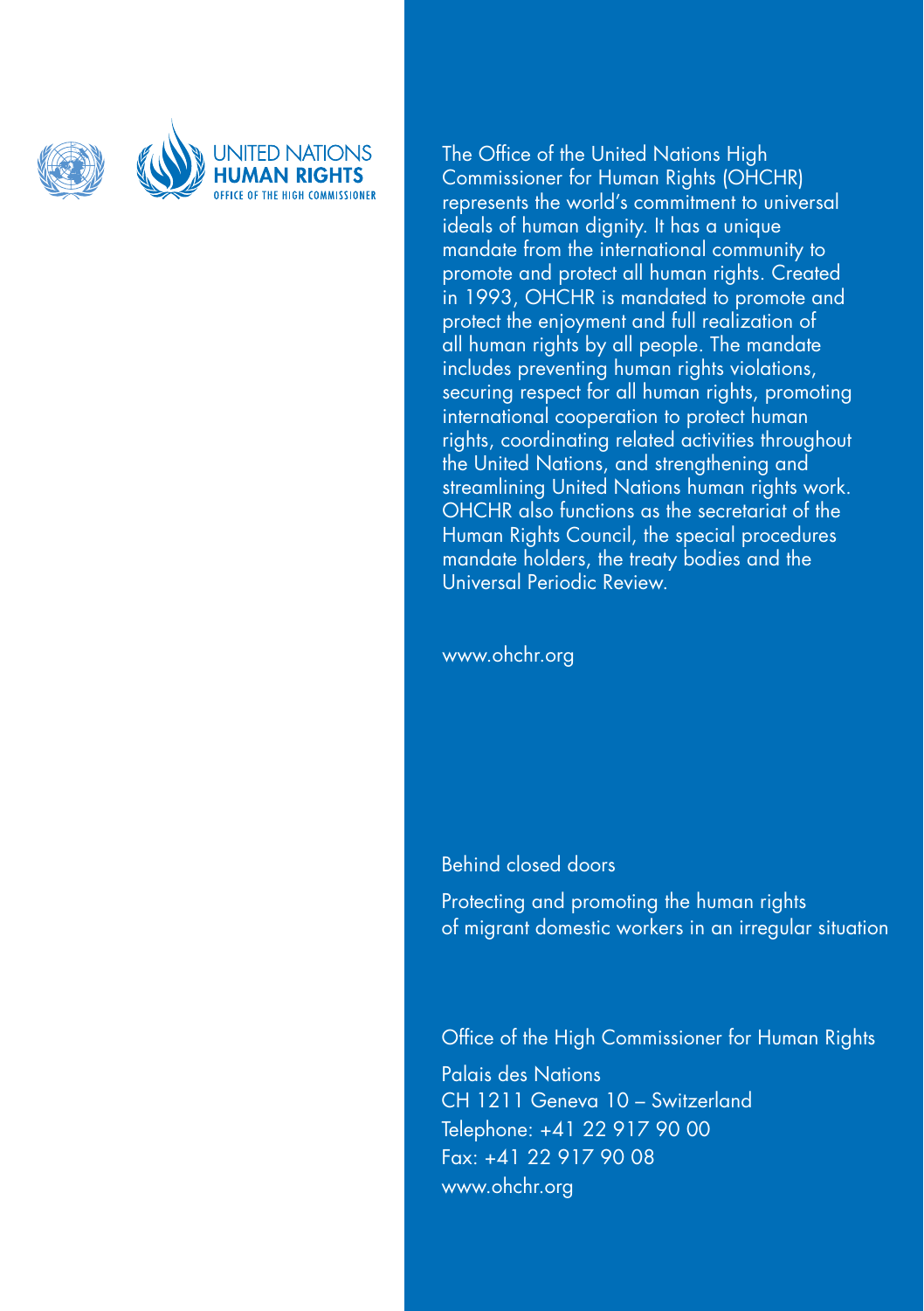UNITED NATIONS
**HUMAN RIGHTS**
OFFICE OF THE HIGH COMMISSIONER

The Office of the United Nations High Commissioner for Human Rights (OHCHR) represents the world's commitment to universal ideals of human dignity. It has a unique mandate from the international community to promote and protect all human rights. Created in 1993, OHCHR is mandated to promote and protect the enjoyment and full realization of all human rights by all people. The mandate includes preventing human rights violations, securing respect for all human rights, promoting international cooperation to protect human rights, coordinating related activities throughout the United Nations, and strengthening and streamlining United Nations human rights work. OHCHR also functions as the secretariat of the Human Rights Council, the special procedures mandate holders, the treaty bodies and the Universal Periodic Review.

www.ohchr.org

Behind closed doors

Protecting and promoting the human rights of migrant domestic workers in an irregular situation

Office of the High Commissioner for Human Rights

Palais des Nations
CH 1211 Geneva 10 – Switzerland
Telephone: +41 22 917 90 00
Fax: +41 22 917 90 08
www.ohchr.org